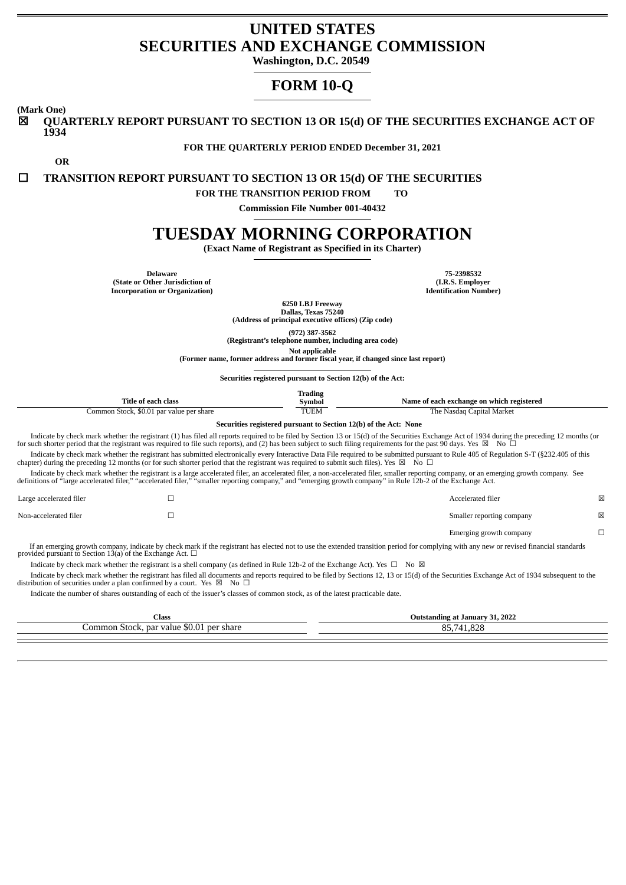# UNITED STATES
# SECURITIES AND EXCHANGE COMMISSION

**Washington, D.C. 20549**

# FORM 10-Q

**(Mark One)**

☒ **QUARTERLY REPORT PURSUANT TO SECTION 13 OR 15(d) OF THE SECURITIES EXCHANGE ACT OF 1934**

**FOR THE QUARTERLY PERIOD ENDED December 31, 2021**

**OR**

☐ **TRANSITION REPORT PURSUANT TO SECTION 13 OR 15(d) OF THE SECURITIES**

**FOR THE TRANSITION PERIOD FROM TO**

**Commission File Number 001-40432**

# TUESDAY MORNING CORPORATION

**(Exact Name of Registrant as Specified in its Charter)**

| | |
|---|---|
| **Delaware** | **75-2398532** |
| **(State or Other Jurisdiction of Incorporation or Organization)** | **(I.R.S. Employer Identification Number)** |

**6250 LBJ Freeway**
**Dallas, Texas 75240**
**(Address of principal executive offices) (Zip code)**

**(972) 387-3562**
**(Registrant's telephone number, including area code)**

**Not applicable**
**(Former name, former address and former fiscal year, if changed since last report)**

**Securities registered pursuant to Section 12(b) of the Act:**

| Title of each class | Trading Symbol | Name of each exchange on which registered |
|---|---|---|
| Common Stock, $0.01 par value per share | TUEM | The Nasdaq Capital Market |

**Securities registered pursuant to Section 12(b) of the Act: None**

Indicate by check mark whether the registrant (1) has filed all reports required to be filed by Section 13 or 15(d) of the Securities Exchange Act of 1934 during the preceding 12 months (or for such shorter period that the registrant was required to file such reports), and (2) has been subject to such filing requirements for the past 90 days. Yes ☒ No ☐

Indicate by check mark whether the registrant has submitted electronically every Interactive Data File required to be submitted pursuant to Rule 405 of Regulation S-T (§232.405 of this chapter) during the preceding 12 months (or for such shorter period that the registrant was required to submit such files). Yes ☒ No ☐

Indicate by check mark whether the registrant is a large accelerated filer, an accelerated filer, a non-accelerated filer, smaller reporting company, or an emerging growth company. See definitions of "large accelerated filer," "accelerated filer," "smaller reporting company," and "emerging growth company" in Rule 12b-2 of the Exchange Act.

| | | | |
|---|---|---|---|
| Large accelerated filer | ☐ | Accelerated filer | ☒ |
| Non-accelerated filer | ☐ | Smaller reporting company | ☒ |
| | | Emerging growth company | ☐ |

If an emerging growth company, indicate by check mark if the registrant has elected not to use the extended transition period for complying with any new or revised financial standards provided pursuant to Section 13(a) of the Exchange Act. ☐

Indicate by check mark whether the registrant is a shell company (as defined in Rule 12b-2 of the Exchange Act). Yes ☐ No ☒

Indicate by check mark whether the registrant has filed all documents and reports required to be filed by Sections 12, 13 or 15(d) of the Securities Exchange Act of 1934 subsequent to the distribution of securities under a plan confirmed by a court. Yes ☒ No ☐

Indicate the number of shares outstanding of each of the issuer's classes of common stock, as of the latest practicable date.

| Class | Outstanding at January 31, 2022 |
|---|---|
| Common Stock, par value $0.01 per share | 85,741,828 |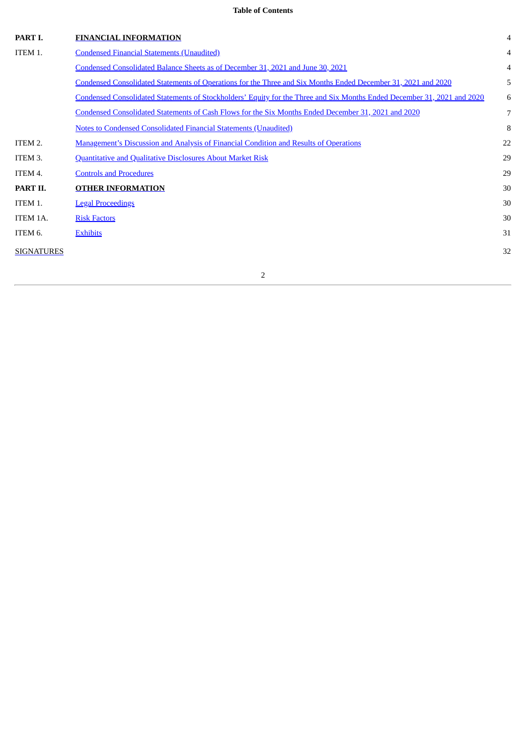**Table of Contents**

| | | |
|---|---|---|
| **PART I.** | **FINANCIAL INFORMATION** | 4 |
| ITEM 1. | Condensed Financial Statements (Unaudited) | 4 |
| | Condensed Consolidated Balance Sheets as of December 31, 2021 and June 30, 2021 | 4 |
| | Condensed Consolidated Statements of Operations for the Three and Six Months Ended December 31, 2021 and 2020 | 5 |
| | Condensed Consolidated Statements of Stockholders' Equity for the Three and Six Months Ended December 31, 2021 and 2020 | 6 |
| | Condensed Consolidated Statements of Cash Flows for the Six Months Ended December 31, 2021 and 2020 | 7 |
| | Notes to Condensed Consolidated Financial Statements (Unaudited) | 8 |
| ITEM 2. | Management's Discussion and Analysis of Financial Condition and Results of Operations | 22 |
| ITEM 3. | Quantitative and Qualitative Disclosures About Market Risk | 29 |
| ITEM 4. | Controls and Procedures | 29 |
| **PART II.** | **OTHER INFORMATION** | 30 |
| ITEM 1. | Legal Proceedings | 30 |
| ITEM 1A. | Risk Factors | 30 |
| ITEM 6. | Exhibits | 31 |
| SIGNATURES | | 32 |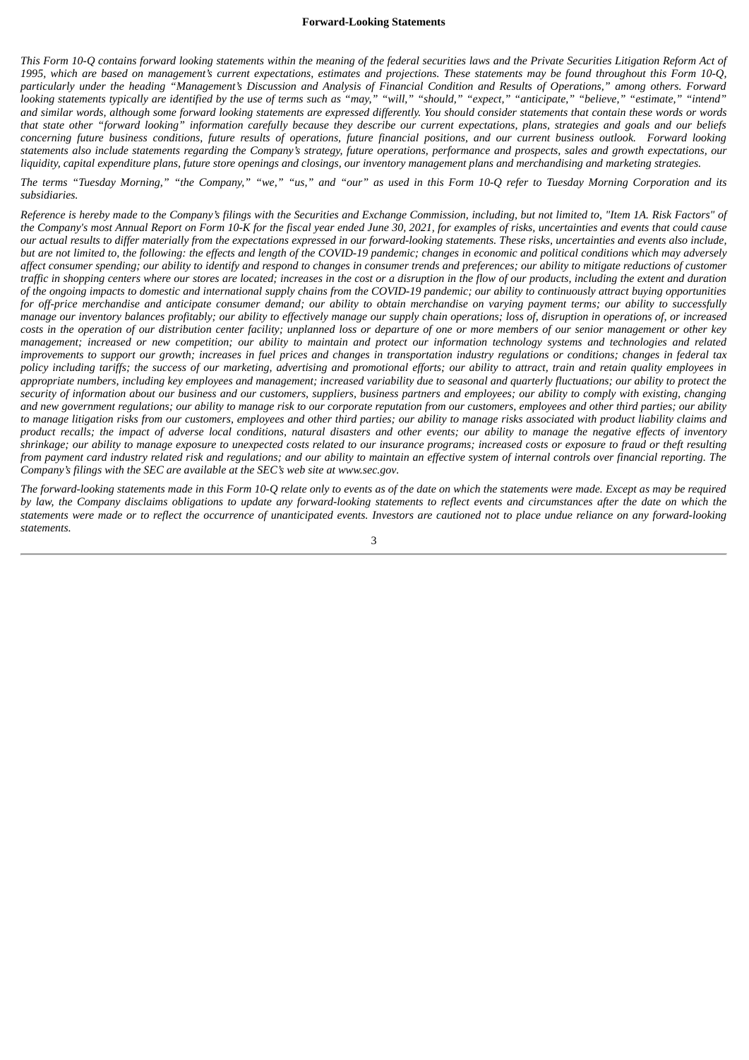**Forward-Looking Statements**

*This Form 10-Q contains forward looking statements within the meaning of the federal securities laws and the Private Securities Litigation Reform Act of 1995, which are based on management's current expectations, estimates and projections. These statements may be found throughout this Form 10-Q, particularly under the heading "Management's Discussion and Analysis of Financial Condition and Results of Operations," among others. Forward looking statements typically are identified by the use of terms such as "may," "will," "should," "expect," "anticipate," "believe," "estimate," "intend" and similar words, although some forward looking statements are expressed differently. You should consider statements that contain these words or words that state other "forward looking" information carefully because they describe our current expectations, plans, strategies and goals and our beliefs concerning future business conditions, future results of operations, future financial positions, and our current business outlook. Forward looking statements also include statements regarding the Company's strategy, future operations, performance and prospects, sales and growth expectations, our liquidity, capital expenditure plans, future store openings and closings, our inventory management plans and merchandising and marketing strategies.*

*The terms "Tuesday Morning," "the Company," "we," "us," and "our" as used in this Form 10-Q refer to Tuesday Morning Corporation and its subsidiaries.*

*Reference is hereby made to the Company's filings with the Securities and Exchange Commission, including, but not limited to, "Item 1A. Risk Factors" of the Company's most Annual Report on Form 10-K for the fiscal year ended June 30, 2021, for examples of risks, uncertainties and events that could cause our actual results to differ materially from the expectations expressed in our forward-looking statements. These risks, uncertainties and events also include, but are not limited to, the following: the effects and length of the COVID-19 pandemic; changes in economic and political conditions which may adversely affect consumer spending; our ability to identify and respond to changes in consumer trends and preferences; our ability to mitigate reductions of customer traffic in shopping centers where our stores are located; increases in the cost or a disruption in the flow of our products, including the extent and duration of the ongoing impacts to domestic and international supply chains from the COVID-19 pandemic; our ability to continuously attract buying opportunities for off-price merchandise and anticipate consumer demand; our ability to obtain merchandise on varying payment terms; our ability to successfully manage our inventory balances profitably; our ability to effectively manage our supply chain operations; loss of, disruption in operations of, or increased costs in the operation of our distribution center facility; unplanned loss or departure of one or more members of our senior management or other key management; increased or new competition; our ability to maintain and protect our information technology systems and technologies and related improvements to support our growth; increases in fuel prices and changes in transportation industry regulations or conditions; changes in federal tax policy including tariffs; the success of our marketing, advertising and promotional efforts; our ability to attract, train and retain quality employees in appropriate numbers, including key employees and management; increased variability due to seasonal and quarterly fluctuations; our ability to protect the security of information about our business and our customers, suppliers, business partners and employees; our ability to comply with existing, changing and new government regulations; our ability to manage risk to our corporate reputation from our customers, employees and other third parties; our ability to manage litigation risks from our customers, employees and other third parties; our ability to manage risks associated with product liability claims and product recalls; the impact of adverse local conditions, natural disasters and other events; our ability to manage the negative effects of inventory shrinkage; our ability to manage exposure to unexpected costs related to our insurance programs; increased costs or exposure to fraud or theft resulting from payment card industry related risk and regulations; and our ability to maintain an effective system of internal controls over financial reporting. The Company's filings with the SEC are available at the SEC's web site at www.sec.gov.*

*The forward-looking statements made in this Form 10-Q relate only to events as of the date on which the statements were made. Except as may be required by law, the Company disclaims obligations to update any forward-looking statements to reflect events and circumstances after the date on which the statements were made or to reflect the occurrence of unanticipated events. Investors are cautioned not to place undue reliance on any forward-looking statements.*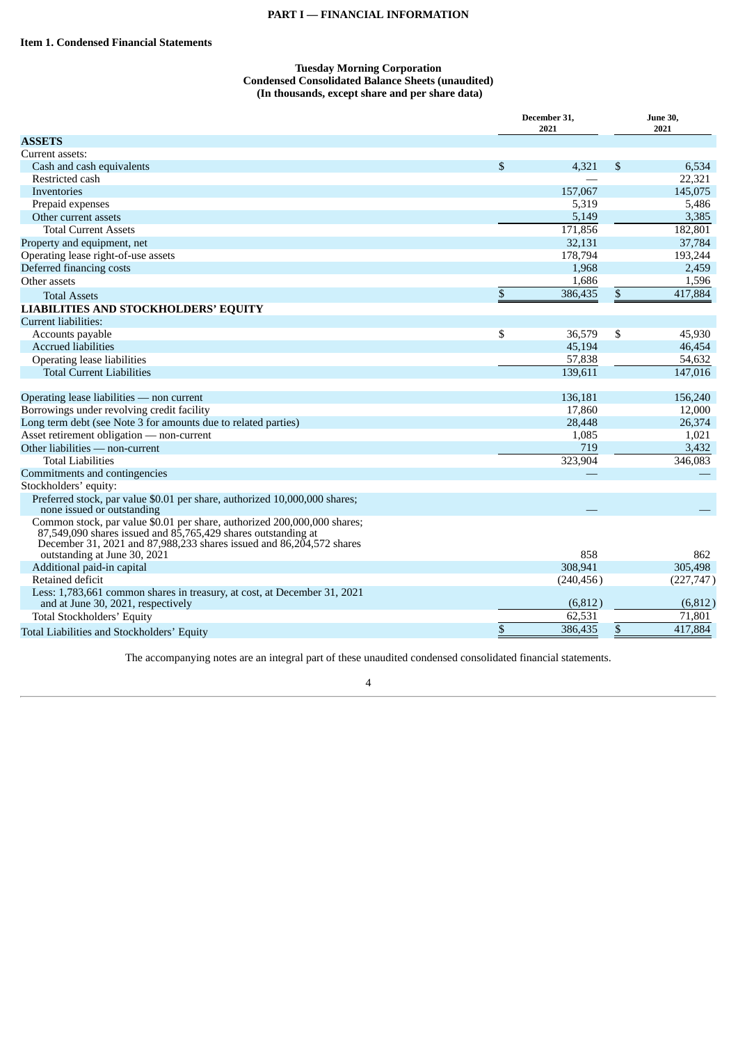# PART I — FINANCIAL INFORMATION

## Item 1. Condensed Financial Statements

**Tuesday Morning Corporation**
**Condensed Consolidated Balance Sheets (unaudited)**
**(In thousands, except share and per share data)**

| | December 31, 2021 | June 30, 2021 |
|---|---|---|
| **ASSETS** | | |
| Current assets: | | |
| Cash and cash equivalents | $ 4,321 | $ 6,534 |
| Restricted cash | — | 22,321 |
| Inventories | 157,067 | 145,075 |
| Prepaid expenses | 5,319 | 5,486 |
| Other current assets | 5,149 | 3,385 |
| Total Current Assets | 171,856 | 182,801 |
| Property and equipment, net | 32,131 | 37,784 |
| Operating lease right-of-use assets | 178,794 | 193,244 |
| Deferred financing costs | 1,968 | 2,459 |
| Other assets | 1,686 | 1,596 |
| Total Assets | $ 386,435 | $ 417,884 |
| **LIABILITIES AND STOCKHOLDERS' EQUITY** | | |
| Current liabilities: | | |
| Accounts payable | $ 36,579 | $ 45,930 |
| Accrued liabilities | 45,194 | 46,454 |
| Operating lease liabilities | 57,838 | 54,632 |
| Total Current Liabilities | 139,611 | 147,016 |
| | | |
| Operating lease liabilities — non current | 136,181 | 156,240 |
| Borrowings under revolving credit facility | 17,860 | 12,000 |
| Long term debt (see Note 3 for amounts due to related parties) | 28,448 | 26,374 |
| Asset retirement obligation — non-current | 1,085 | 1,021 |
| Other liabilities — non-current | 719 | 3,432 |
| Total Liabilities | 323,904 | 346,083 |
| Commitments and contingencies | — | — |
| Stockholders' equity: | | |
| Preferred stock, par value $0.01 per share, authorized 10,000,000 shares; none issued or outstanding | — | — |
| Common stock, par value $0.01 per share, authorized 200,000,000 shares; 87,549,090 shares issued and 85,765,429 shares outstanding at December 31, 2021 and 87,988,233 shares issued and 86,204,572 shares outstanding at June 30, 2021 | 858 | 862 |
| Additional paid-in capital | 308,941 | 305,498 |
| Retained deficit | (240,456) | (227,747) |
| Less: 1,783,661 common shares in treasury, at cost, at December 31, 2021 and at June 30, 2021, respectively | (6,812) | (6,812) |
| Total Stockholders' Equity | 62,531 | 71,801 |
| Total Liabilities and Stockholders' Equity | $ 386,435 | $ 417,884 |

The accompanying notes are an integral part of these unaudited condensed consolidated financial statements.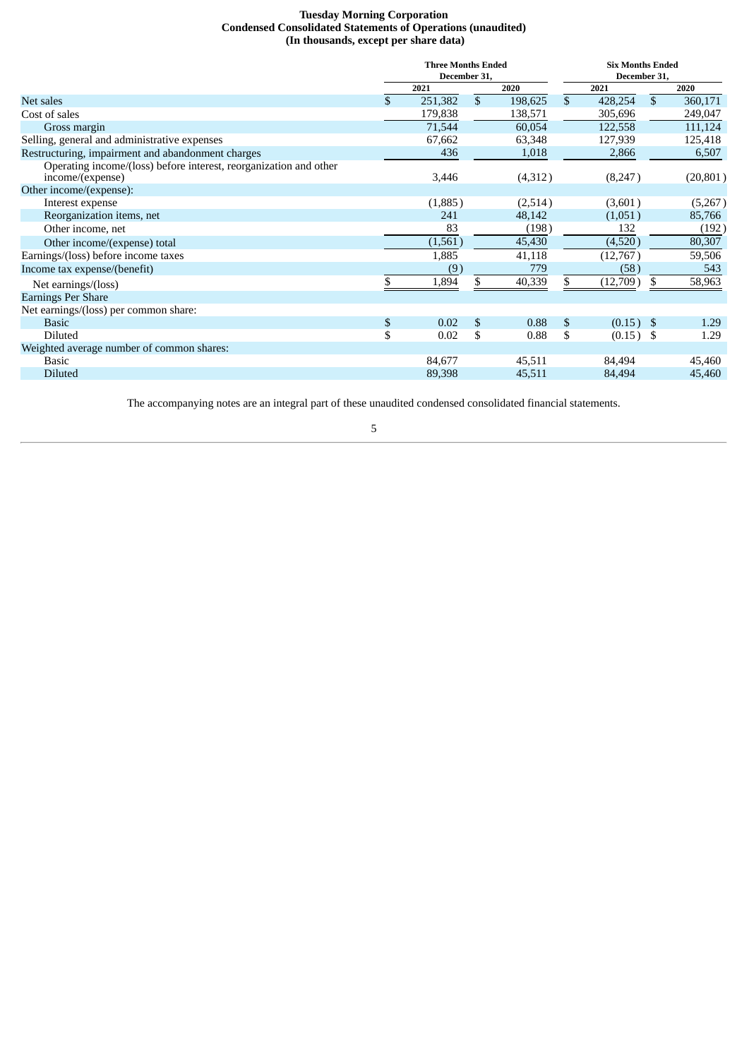**Tuesday Morning Corporation**
**Condensed Consolidated Statements of Operations (unaudited)**
**(In thousands, except per share data)**

| | Three Months Ended December 31, | | Six Months Ended December 31, | |
|---|---|---|---|---|
| | 2021 | 2020 | 2021 | 2020 |
| Net sales | $ 251,382 | $ 198,625 | $ 428,254 | $ 360,171 |
| Cost of sales | 179,838 | 138,571 | 305,696 | 249,047 |
| Gross margin | 71,544 | 60,054 | 122,558 | 111,124 |
| Selling, general and administrative expenses | 67,662 | 63,348 | 127,939 | 125,418 |
| Restructuring, impairment and abandonment charges | 436 | 1,018 | 2,866 | 6,507 |
| Operating income/(loss) before interest, reorganization and other income/(expense) | 3,446 | (4,312) | (8,247) | (20,801) |
| Other income/(expense): | | | | |
| Interest expense | (1,885) | (2,514) | (3,601) | (5,267) |
| Reorganization items, net | 241 | 48,142 | (1,051) | 85,766 |
| Other income, net | 83 | (198) | 132 | (192) |
| Other income/(expense) total | (1,561) | 45,430 | (4,520) | 80,307 |
| Earnings/(loss) before income taxes | 1,885 | 41,118 | (12,767) | 59,506 |
| Income tax expense/(benefit) | (9) | 779 | (58) | 543 |
| Net earnings/(loss) | $ 1,894 | $ 40,339 | $ (12,709) | $ 58,963 |
| Earnings Per Share | | | | |
| Net earnings/(loss) per common share: | | | | |
| Basic | $ 0.02 | $ 0.88 | $ (0.15) | $ 1.29 |
| Diluted | $ 0.02 | $ 0.88 | $ (0.15) | $ 1.29 |
| Weighted average number of common shares: | | | | |
| Basic | 84,677 | 45,511 | 84,494 | 45,460 |
| Diluted | 89,398 | 45,511 | 84,494 | 45,460 |

The accompanying notes are an integral part of these unaudited condensed consolidated financial statements.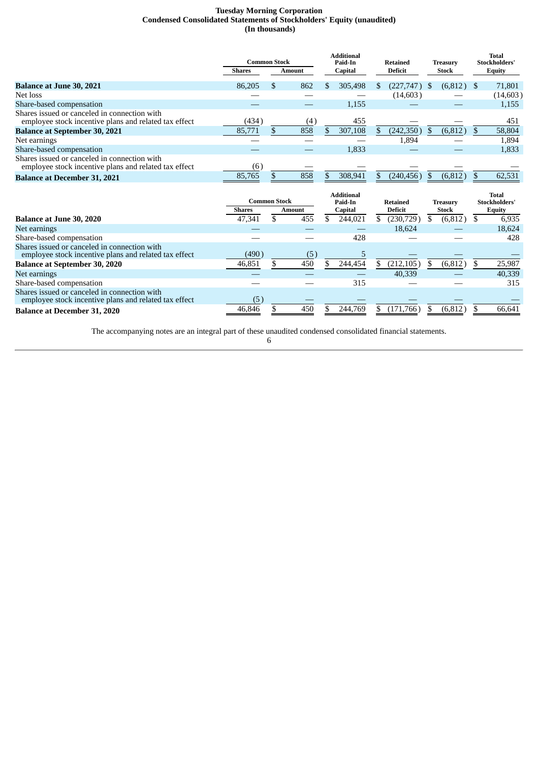# Tuesday Morning Corporation
## Condensed Consolidated Statements of Stockholders' Equity (unaudited)
### (In thousands)

| | Common Stock | | Additional Paid-In Capital | Retained Deficit | Treasury Stock | Total Stockholders' Equity |
|---|---|---|---|---|---|---|
| | Shares | Amount | | | | |
| **Balance at June 30, 2021** | 86,205 | $ 862 | $ 305,498 | $ (227,747) | $ (6,812) | $ 71,801 |
| Net loss | — | — | — | (14,603) | — | (14,603) |
| Share-based compensation | — | — | 1,155 | — | — | 1,155 |
| Shares issued or canceled in connection with employee stock incentive plans and related tax effect | (434) | (4) | 455 | — | — | 451 |
| **Balance at September 30, 2021** | 85,771 | $ 858 | $ 307,108 | $ (242,350) | $ (6,812) | $ 58,804 |
| Net earnings | — | — | — | 1,894 | — | 1,894 |
| Share-based compensation | — | — | 1,833 | — | — | 1,833 |
| Shares issued or canceled in connection with employee stock incentive plans and related tax effect | (6) | — | — | — | — | — |
| **Balance at December 31, 2021** | 85,765 | $ 858 | $ 308,941 | $ (240,456) | $ (6,812) | $ 62,531 |

| | Common Stock | | Additional Paid-In Capital | Retained Deficit | Treasury Stock | Total Stockholders' Equity |
|---|---|---|---|---|---|---|
| | Shares | Amount | | | | |
| **Balance at June 30, 2020** | 47,341 | $ 455 | $ 244,021 | $ (230,729) | $ (6,812) | $ 6,935 |
| Net earnings | — | — | — | 18,624 | — | 18,624 |
| Share-based compensation | — | — | 428 | — | — | 428 |
| Shares issued or canceled in connection with employee stock incentive plans and related tax effect | (490) | (5) | 5 | — | — | — |
| **Balance at September 30, 2020** | 46,851 | $ 450 | $ 244,454 | $ (212,105) | $ (6,812) | $ 25,987 |
| Net earnings | — | — | — | 40,339 | — | 40,339 |
| Share-based compensation | — | — | 315 | — | — | 315 |
| Shares issued or canceled in connection with employee stock incentive plans and related tax effect | (5) | — | — | — | — | — |
| **Balance at December 31, 2020** | 46,846 | $ 450 | $ 244,769 | $ (171,766) | $ (6,812) | $ 66,641 |

The accompanying notes are an integral part of these unaudited condensed consolidated financial statements.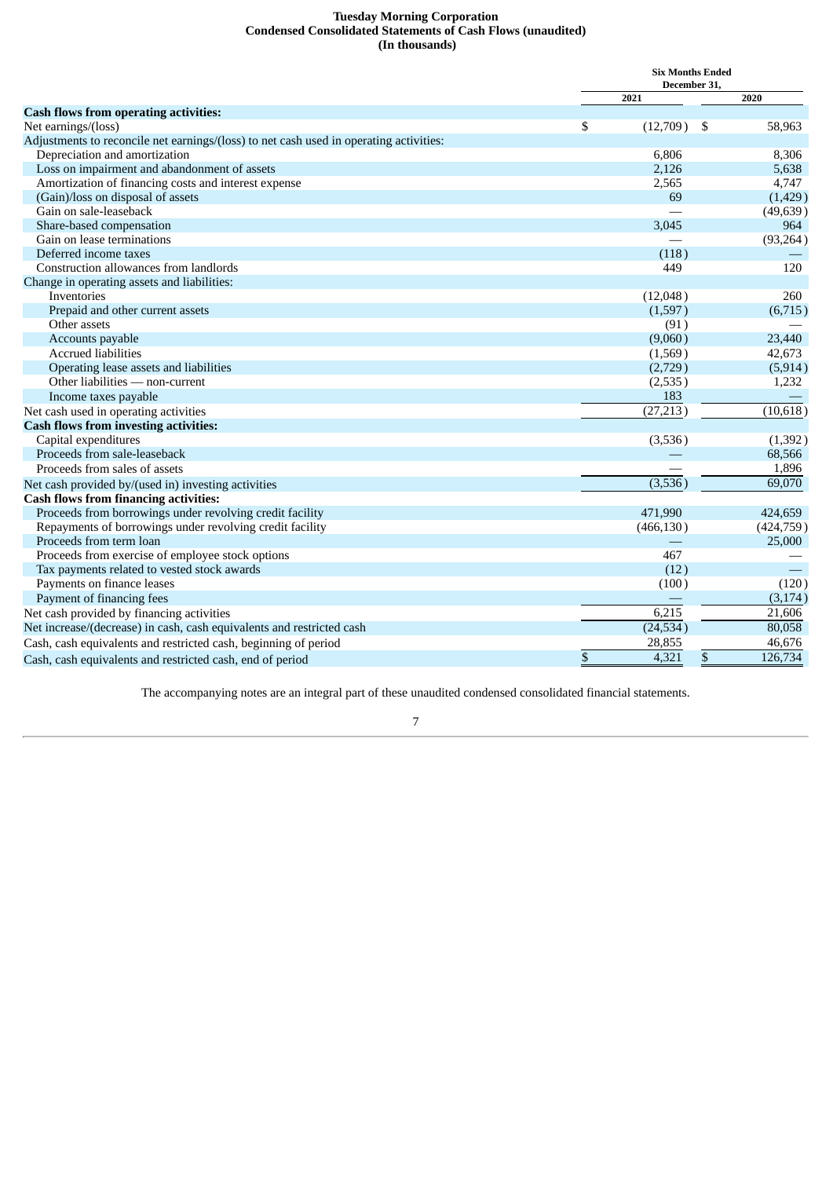**Tuesday Morning Corporation**
**Condensed Consolidated Statements of Cash Flows (unaudited)**
**(In thousands)**

| | Six Months Ended December 31, | |
|---|---|---|
| | 2021 | 2020 |
| **Cash flows from operating activities:** | | |
| Net earnings/(loss) | $ (12,709) | $ 58,963 |
| Adjustments to reconcile net earnings/(loss) to net cash used in operating activities: | | |
| Depreciation and amortization | 6,806 | 8,306 |
| Loss on impairment and abandonment of assets | 2,126 | 5,638 |
| Amortization of financing costs and interest expense | 2,565 | 4,747 |
| (Gain)/loss on disposal of assets | 69 | (1,429) |
| Gain on sale-leaseback | — | (49,639) |
| Share-based compensation | 3,045 | 964 |
| Gain on lease terminations | — | (93,264) |
| Deferred income taxes | (118) | — |
| Construction allowances from landlords | 449 | 120 |
| Change in operating assets and liabilities: | | |
| Inventories | (12,048) | 260 |
| Prepaid and other current assets | (1,597) | (6,715) |
| Other assets | (91) | — |
| Accounts payable | (9,060) | 23,440 |
| Accrued liabilities | (1,569) | 42,673 |
| Operating lease assets and liabilities | (2,729) | (5,914) |
| Other liabilities — non-current | (2,535) | 1,232 |
| Income taxes payable | 183 | — |
| Net cash used in operating activities | (27,213) | (10,618) |
| **Cash flows from investing activities:** | | |
| Capital expenditures | (3,536) | (1,392) |
| Proceeds from sale-leaseback | — | 68,566 |
| Proceeds from sales of assets | — | 1,896 |
| Net cash provided by/(used in) investing activities | (3,536) | 69,070 |
| **Cash flows from financing activities:** | | |
| Proceeds from borrowings under revolving credit facility | 471,990 | 424,659 |
| Repayments of borrowings under revolving credit facility | (466,130) | (424,759) |
| Proceeds from term loan | — | 25,000 |
| Proceeds from exercise of employee stock options | 467 | — |
| Tax payments related to vested stock awards | (12) | — |
| Payments on finance leases | (100) | (120) |
| Payment of financing fees | — | (3,174) |
| Net cash provided by financing activities | 6,215 | 21,606 |
| Net increase/(decrease) in cash, cash equivalents and restricted cash | (24,534) | 80,058 |
| Cash, cash equivalents and restricted cash, beginning of period | 28,855 | 46,676 |
| Cash, cash equivalents and restricted cash, end of period | $ 4,321 | $ 126,734 |

The accompanying notes are an integral part of these unaudited condensed consolidated financial statements.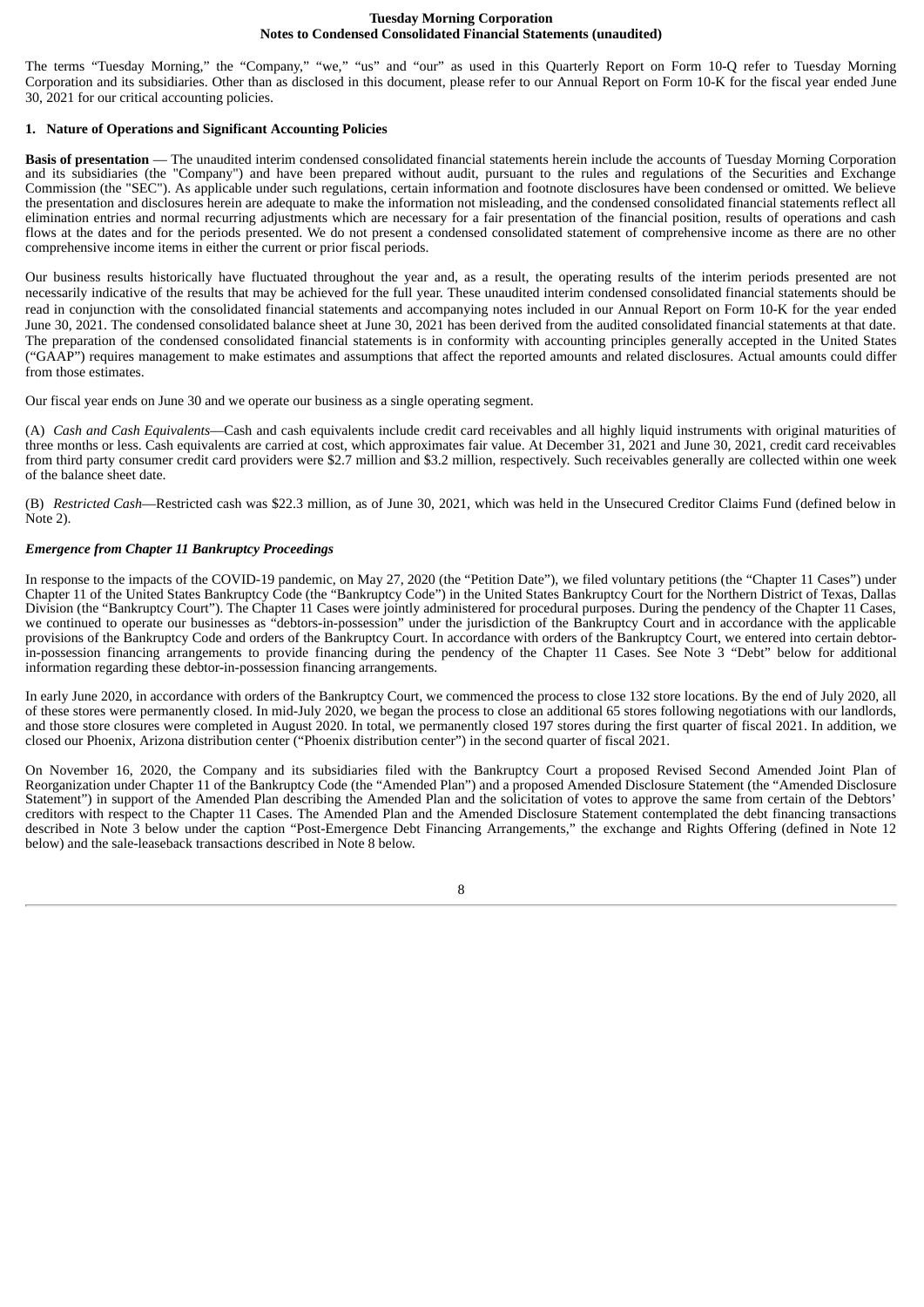The terms "Tuesday Morning," the "Company," "we," "us" and "our" as used in this Quarterly Report on Form 10-Q refer to Tuesday Morning Corporation and its subsidiaries. Other than as disclosed in this document, please refer to our Annual Report on Form 10-K for the fiscal year ended June 30, 2021 for our critical accounting policies.

## 1. Nature of Operations and Significant Accounting Policies

**Basis of presentation** — The unaudited interim condensed consolidated financial statements herein include the accounts of Tuesday Morning Corporation and its subsidiaries (the "Company") and have been prepared without audit, pursuant to the rules and regulations of the Securities and Exchange Commission (the "SEC"). As applicable under such regulations, certain information and footnote disclosures have been condensed or omitted. We believe the presentation and disclosures herein are adequate to make the information not misleading, and the condensed consolidated financial statements reflect all elimination entries and normal recurring adjustments which are necessary for a fair presentation of the financial position, results of operations and cash flows at the dates and for the periods presented. We do not present a condensed consolidated statement of comprehensive income as there are no other comprehensive income items in either the current or prior fiscal periods.

Our business results historically have fluctuated throughout the year and, as a result, the operating results of the interim periods presented are not necessarily indicative of the results that may be achieved for the full year. These unaudited interim condensed consolidated financial statements should be read in conjunction with the consolidated financial statements and accompanying notes included in our Annual Report on Form 10-K for the year ended June 30, 2021. The condensed consolidated balance sheet at June 30, 2021 has been derived from the audited consolidated financial statements at that date. The preparation of the condensed consolidated financial statements is in conformity with accounting principles generally accepted in the United States ("GAAP") requires management to make estimates and assumptions that affect the reported amounts and related disclosures. Actual amounts could differ from those estimates.

Our fiscal year ends on June 30 and we operate our business as a single operating segment.

(A) *Cash and Cash Equivalents*—Cash and cash equivalents include credit card receivables and all highly liquid instruments with original maturities of three months or less. Cash equivalents are carried at cost, which approximates fair value. At December 31, 2021 and June 30, 2021, credit card receivables from third party consumer credit card providers were $2.7 million and $3.2 million, respectively. Such receivables generally are collected within one week of the balance sheet date.

(B) *Restricted Cash*—Restricted cash was $22.3 million, as of June 30, 2021, which was held in the Unsecured Creditor Claims Fund (defined below in Note 2).

### *Emergence from Chapter 11 Bankruptcy Proceedings*

In response to the impacts of the COVID-19 pandemic, on May 27, 2020 (the "Petition Date"), we filed voluntary petitions (the "Chapter 11 Cases") under Chapter 11 of the United States Bankruptcy Code (the "Bankruptcy Code") in the United States Bankruptcy Court for the Northern District of Texas, Dallas Division (the "Bankruptcy Court"). The Chapter 11 Cases were jointly administered for procedural purposes. During the pendency of the Chapter 11 Cases, we continued to operate our businesses as "debtors-in-possession" under the jurisdiction of the Bankruptcy Court and in accordance with the applicable provisions of the Bankruptcy Code and orders of the Bankruptcy Court. In accordance with orders of the Bankruptcy Court, we entered into certain debtor-in-possession financing arrangements to provide financing during the pendency of the Chapter 11 Cases. See Note 3 "Debt" below for additional information regarding these debtor-in-possession financing arrangements.

In early June 2020, in accordance with orders of the Bankruptcy Court, we commenced the process to close 132 store locations. By the end of July 2020, all of these stores were permanently closed. In mid-July 2020, we began the process to close an additional 65 stores following negotiations with our landlords, and those store closures were completed in August 2020. In total, we permanently closed 197 stores during the first quarter of fiscal 2021. In addition, we closed our Phoenix, Arizona distribution center ("Phoenix distribution center") in the second quarter of fiscal 2021.

On November 16, 2020, the Company and its subsidiaries filed with the Bankruptcy Court a proposed Revised Second Amended Joint Plan of Reorganization under Chapter 11 of the Bankruptcy Code (the "Amended Plan") and a proposed Amended Disclosure Statement (the "Amended Disclosure Statement") in support of the Amended Plan describing the Amended Plan and the solicitation of votes to approve the same from certain of the Debtors' creditors with respect to the Chapter 11 Cases. The Amended Plan and the Amended Disclosure Statement contemplated the debt financing transactions described in Note 3 below under the caption "Post-Emergence Debt Financing Arrangements," the exchange and Rights Offering (defined in Note 12 below) and the sale-leaseback transactions described in Note 8 below.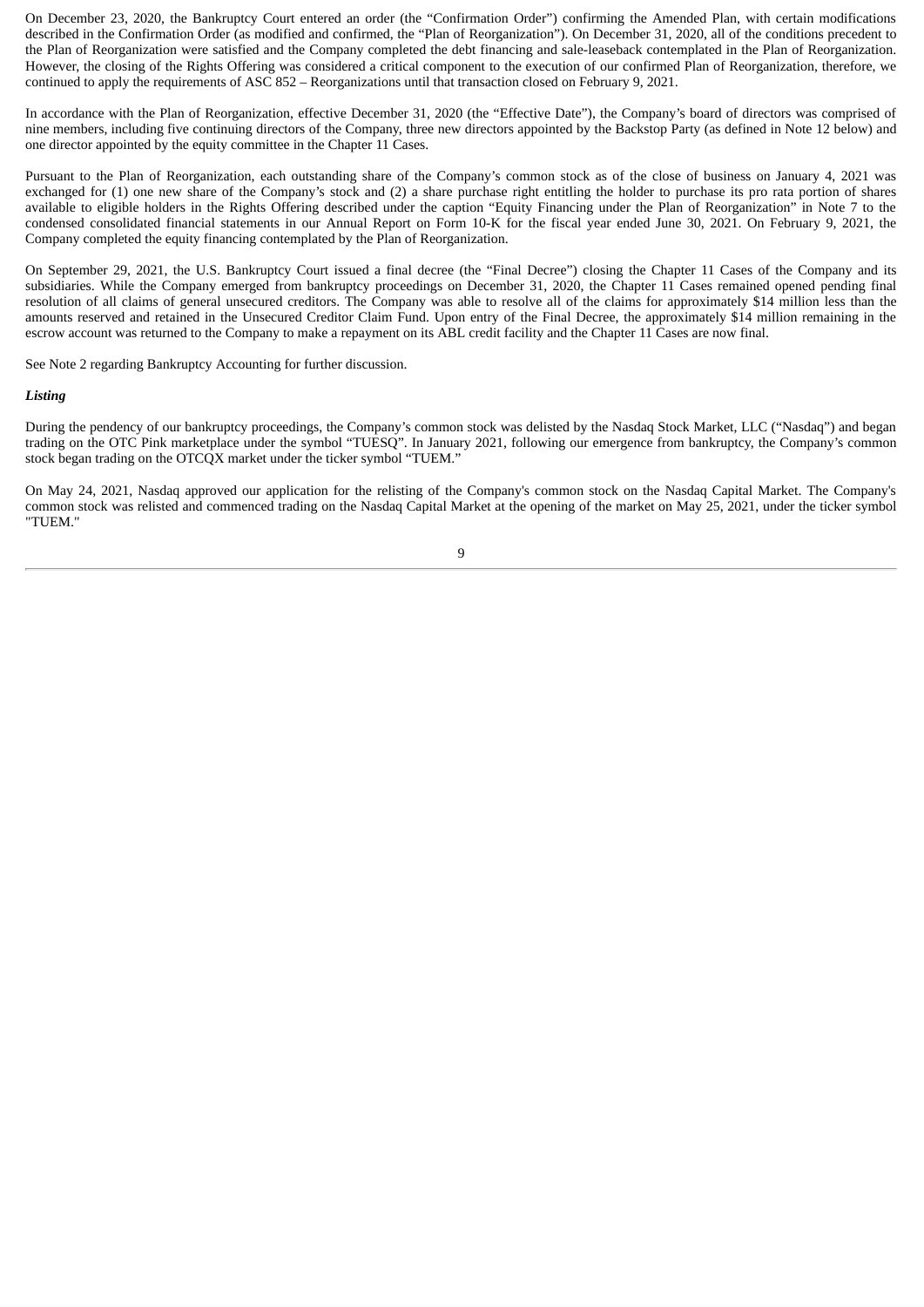On December 23, 2020, the Bankruptcy Court entered an order (the "Confirmation Order") confirming the Amended Plan, with certain modifications described in the Confirmation Order (as modified and confirmed, the "Plan of Reorganization"). On December 31, 2020, all of the conditions precedent to the Plan of Reorganization were satisfied and the Company completed the debt financing and sale-leaseback contemplated in the Plan of Reorganization. However, the closing of the Rights Offering was considered a critical component to the execution of our confirmed Plan of Reorganization, therefore, we continued to apply the requirements of ASC 852 – Reorganizations until that transaction closed on February 9, 2021.

In accordance with the Plan of Reorganization, effective December 31, 2020 (the "Effective Date"), the Company's board of directors was comprised of nine members, including five continuing directors of the Company, three new directors appointed by the Backstop Party (as defined in Note 12 below) and one director appointed by the equity committee in the Chapter 11 Cases.

Pursuant to the Plan of Reorganization, each outstanding share of the Company's common stock as of the close of business on January 4, 2021 was exchanged for (1) one new share of the Company's stock and (2) a share purchase right entitling the holder to purchase its pro rata portion of shares available to eligible holders in the Rights Offering described under the caption "Equity Financing under the Plan of Reorganization" in Note 7 to the condensed consolidated financial statements in our Annual Report on Form 10-K for the fiscal year ended June 30, 2021. On February 9, 2021, the Company completed the equity financing contemplated by the Plan of Reorganization.

On September 29, 2021, the U.S. Bankruptcy Court issued a final decree (the "Final Decree") closing the Chapter 11 Cases of the Company and its subsidiaries. While the Company emerged from bankruptcy proceedings on December 31, 2020, the Chapter 11 Cases remained opened pending final resolution of all claims of general unsecured creditors. The Company was able to resolve all of the claims for approximately $14 million less than the amounts reserved and retained in the Unsecured Creditor Claim Fund. Upon entry of the Final Decree, the approximately $14 million remaining in the escrow account was returned to the Company to make a repayment on its ABL credit facility and the Chapter 11 Cases are now final.

See Note 2 regarding Bankruptcy Accounting for further discussion.

***Listing***

During the pendency of our bankruptcy proceedings, the Company's common stock was delisted by the Nasdaq Stock Market, LLC ("Nasdaq") and began trading on the OTC Pink marketplace under the symbol "TUESQ". In January 2021, following our emergence from bankruptcy, the Company's common stock began trading on the OTCQX market under the ticker symbol "TUEM."

On May 24, 2021, Nasdaq approved our application for the relisting of the Company's common stock on the Nasdaq Capital Market. The Company's common stock was relisted and commenced trading on the Nasdaq Capital Market at the opening of the market on May 25, 2021, under the ticker symbol "TUEM."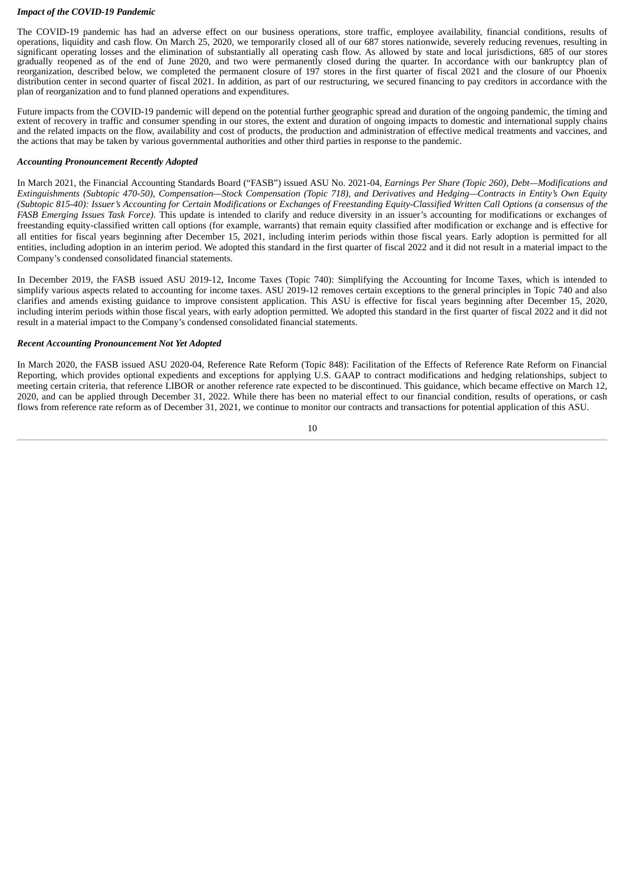***Impact of the COVID-19 Pandemic***

The COVID-19 pandemic has had an adverse effect on our business operations, store traffic, employee availability, financial conditions, results of operations, liquidity and cash flow. On March 25, 2020, we temporarily closed all of our 687 stores nationwide, severely reducing revenues, resulting in significant operating losses and the elimination of substantially all operating cash flow. As allowed by state and local jurisdictions, 685 of our stores gradually reopened as of the end of June 2020, and two were permanently closed during the quarter. In accordance with our bankruptcy plan of reorganization, described below, we completed the permanent closure of 197 stores in the first quarter of fiscal 2021 and the closure of our Phoenix distribution center in second quarter of fiscal 2021. In addition, as part of our restructuring, we secured financing to pay creditors in accordance with the plan of reorganization and to fund planned operations and expenditures.

Future impacts from the COVID-19 pandemic will depend on the potential further geographic spread and duration of the ongoing pandemic, the timing and extent of recovery in traffic and consumer spending in our stores, the extent and duration of ongoing impacts to domestic and international supply chains and the related impacts on the flow, availability and cost of products, the production and administration of effective medical treatments and vaccines, and the actions that may be taken by various governmental authorities and other third parties in response to the pandemic.

***Accounting Pronouncement Recently Adopted***

In March 2021, the Financial Accounting Standards Board ("FASB") issued ASU No. 2021-04, *Earnings Per Share (Topic 260), Debt—Modifications and Extinguishments (Subtopic 470-50), Compensation—Stock Compensation (Topic 718), and Derivatives and Hedging—Contracts in Entity's Own Equity (Subtopic 815-40): Issuer's Accounting for Certain Modifications or Exchanges of Freestanding Equity-Classified Written Call Options (a consensus of the FASB Emerging Issues Task Force)*. This update is intended to clarify and reduce diversity in an issuer's accounting for modifications or exchanges of freestanding equity-classified written call options (for example, warrants) that remain equity classified after modification or exchange and is effective for all entities for fiscal years beginning after December 15, 2021, including interim periods within those fiscal years. Early adoption is permitted for all entities, including adoption in an interim period. We adopted this standard in the first quarter of fiscal 2022 and it did not result in a material impact to the Company's condensed consolidated financial statements.

In December 2019, the FASB issued ASU 2019-12, Income Taxes (Topic 740): Simplifying the Accounting for Income Taxes, which is intended to simplify various aspects related to accounting for income taxes. ASU 2019-12 removes certain exceptions to the general principles in Topic 740 and also clarifies and amends existing guidance to improve consistent application. This ASU is effective for fiscal years beginning after December 15, 2020, including interim periods within those fiscal years, with early adoption permitted. We adopted this standard in the first quarter of fiscal 2022 and it did not result in a material impact to the Company's condensed consolidated financial statements.

***Recent Accounting Pronouncement Not Yet Adopted***

In March 2020, the FASB issued ASU 2020-04, Reference Rate Reform (Topic 848): Facilitation of the Effects of Reference Rate Reform on Financial Reporting, which provides optional expedients and exceptions for applying U.S. GAAP to contract modifications and hedging relationships, subject to meeting certain criteria, that reference LIBOR or another reference rate expected to be discontinued. This guidance, which became effective on March 12, 2020, and can be applied through December 31, 2022. While there has been no material effect to our financial condition, results of operations, or cash flows from reference rate reform as of December 31, 2021, we continue to monitor our contracts and transactions for potential application of this ASU.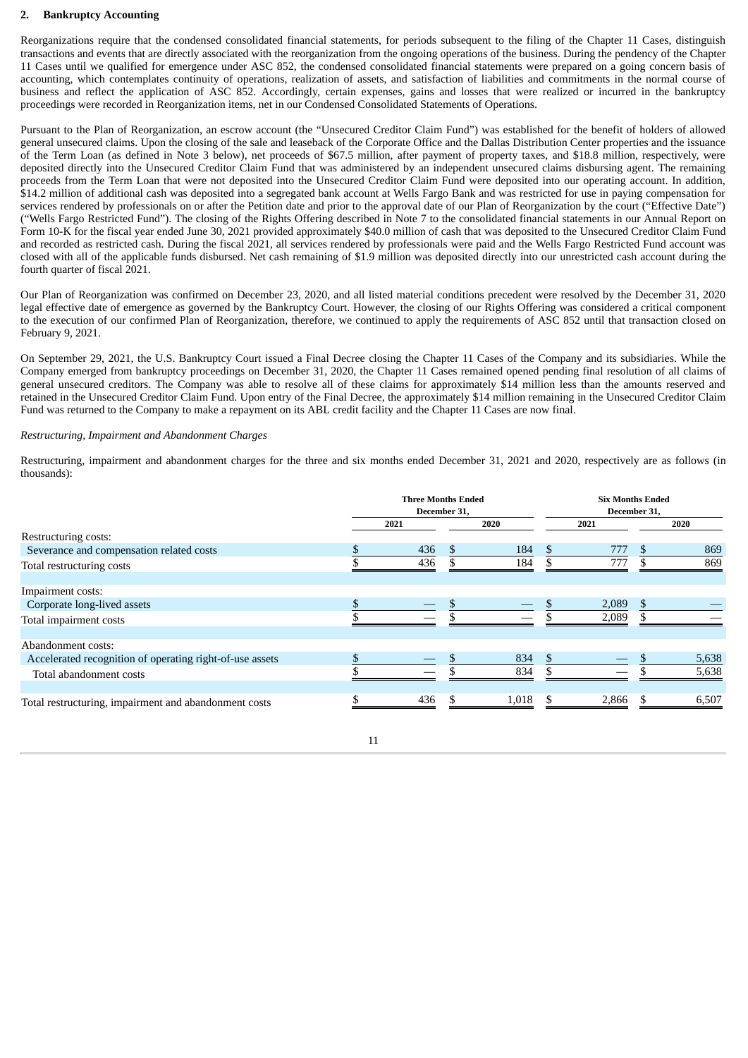## 2. Bankruptcy Accounting

Reorganizations require that the condensed consolidated financial statements, for periods subsequent to the filing of the Chapter 11 Cases, distinguish transactions and events that are directly associated with the reorganization from the ongoing operations of the business. During the pendency of the Chapter 11 Cases until we qualified for emergence under ASC 852, the condensed consolidated financial statements were prepared on a going concern basis of accounting, which contemplates continuity of operations, realization of assets, and satisfaction of liabilities and commitments in the normal course of business and reflect the application of ASC 852. Accordingly, certain expenses, gains and losses that were realized or incurred in the bankruptcy proceedings were recorded in Reorganization items, net in our Condensed Consolidated Statements of Operations.

Pursuant to the Plan of Reorganization, an escrow account (the "Unsecured Creditor Claim Fund") was established for the benefit of holders of allowed general unsecured claims. Upon the closing of the sale and leaseback of the Corporate Office and the Dallas Distribution Center properties and the issuance of the Term Loan (as defined in Note 3 below), net proceeds of $67.5 million, after payment of property taxes, and $18.8 million, respectively, were deposited directly into the Unsecured Creditor Claim Fund that was administered by an independent unsecured claims disbursing agent. The remaining proceeds from the Term Loan that were not deposited into the Unsecured Creditor Claim Fund were deposited into our operating account. In addition, $14.2 million of additional cash was deposited into a segregated bank account at Wells Fargo Bank and was restricted for use in paying compensation for services rendered by professionals on or after the Petition date and prior to the approval date of our Plan of Reorganization by the court ("Effective Date") ("Wells Fargo Restricted Fund"). The closing of the Rights Offering described in Note 7 to the consolidated financial statements in our Annual Report on Form 10-K for the fiscal year ended June 30, 2021 provided approximately $40.0 million of cash that was deposited to the Unsecured Creditor Claim Fund and recorded as restricted cash. During the fiscal 2021, all services rendered by professionals were paid and the Wells Fargo Restricted Fund account was closed with all of the applicable funds disbursed. Net cash remaining of $1.9 million was deposited directly into our unrestricted cash account during the fourth quarter of fiscal 2021.

Our Plan of Reorganization was confirmed on December 23, 2020, and all listed material conditions precedent were resolved by the December 31, 2020 legal effective date of emergence as governed by the Bankruptcy Court. However, the closing of our Rights Offering was considered a critical component to the execution of our confirmed Plan of Reorganization, therefore, we continued to apply the requirements of ASC 852 until that transaction closed on February 9, 2021.

On September 29, 2021, the U.S. Bankruptcy Court issued a Final Decree closing the Chapter 11 Cases of the Company and its subsidiaries. While the Company emerged from bankruptcy proceedings on December 31, 2020, the Chapter 11 Cases remained opened pending final resolution of all claims of general unsecured creditors. The Company was able to resolve all of these claims for approximately $14 million less than the amounts reserved and retained in the Unsecured Creditor Claim Fund. Upon entry of the Final Decree, the approximately $14 million remaining in the Unsecured Creditor Claim Fund was returned to the Company to make a repayment on its ABL credit facility and the Chapter 11 Cases are now final.

*Restructuring, Impairment and Abandonment Charges*

Restructuring, impairment and abandonment charges for the three and six months ended December 31, 2021 and 2020, respectively are as follows (in thousands):

| | Three Months Ended December 31, | | Six Months Ended December 31, | |
|---|---|---|---|---|
| | 2021 | 2020 | 2021 | 2020 |
| Restructuring costs: | | | | |
| Severance and compensation related costs | $ 436 | $ 184 | $ 777 | $ 869 |
| Total restructuring costs | $ 436 | $ 184 | $ 777 | $ 869 |
| Impairment costs: | | | | |
| Corporate long-lived assets | $ — | $ — | $ 2,089 | $ — |
| Total impairment costs | $ — | $ — | $ 2,089 | $ — |
| Abandonment costs: | | | | |
| Accelerated recognition of operating right-of-use assets | $ — | $ 834 | $ — | $ 5,638 |
| Total abandonment costs | $ — | $ 834 | $ — | $ 5,638 |
| Total restructuring, impairment and abandonment costs | $ 436 | $ 1,018 | $ 2,866 | $ 6,507 |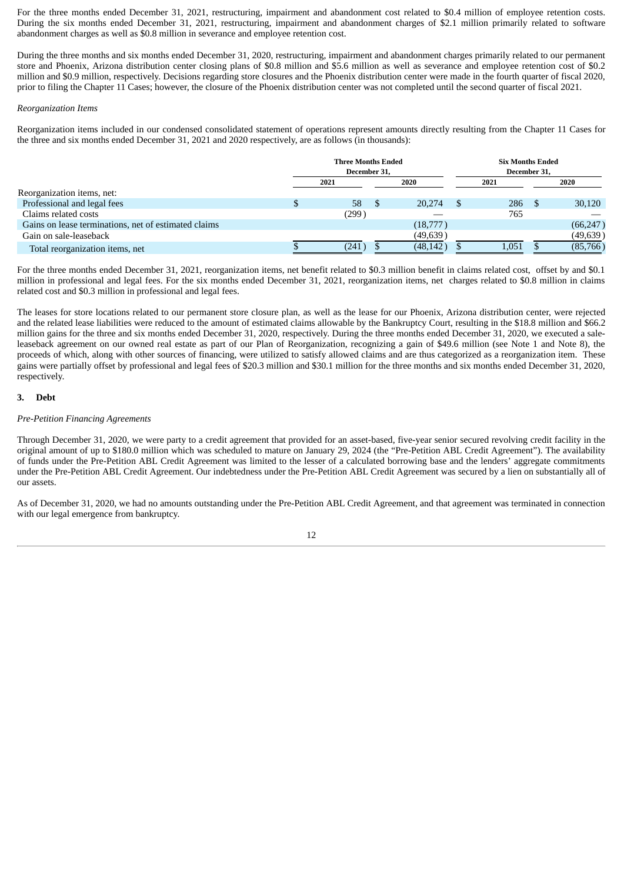For the three months ended December 31, 2021, restructuring, impairment and abandonment cost related to $0.4 million of employee retention costs. During the six months ended December 31, 2021, restructuring, impairment and abandonment charges of $2.1 million primarily related to software abandonment charges as well as $0.8 million in severance and employee retention cost.

During the three months and six months ended December 31, 2020, restructuring, impairment and abandonment charges primarily related to our permanent store and Phoenix, Arizona distribution center closing plans of $0.8 million and $5.6 million as well as severance and employee retention cost of $0.2 million and $0.9 million, respectively. Decisions regarding store closures and the Phoenix distribution center were made in the fourth quarter of fiscal 2020, prior to filing the Chapter 11 Cases; however, the closure of the Phoenix distribution center was not completed until the second quarter of fiscal 2021.

*Reorganization Items*

Reorganization items included in our condensed consolidated statement of operations represent amounts directly resulting from the Chapter 11 Cases for the three and six months ended December 31, 2021 and 2020 respectively, are as follows (in thousands):

| | Three Months Ended December 31, | | Six Months Ended December 31, | |
|---|---|---|---|---|
| | 2021 | 2020 | 2021 | 2020 |
| Reorganization items, net: | | | | |
| Professional and legal fees | $ 58 | $ 20,274 | $ 286 | $ 30,120 |
| Claims related costs | (299) | — | 765 | — |
| Gains on lease terminations, net of estimated claims | | (18,777) | | (66,247) |
| Gain on sale-leaseback | | (49,639) | | (49,639) |
| Total reorganization items, net | $ (241) | $ (48,142) | $ 1,051 | $ (85,766) |

For the three months ended December 31, 2021, reorganization items, net benefit related to $0.3 million benefit in claims related cost, offset by and $0.1 million in professional and legal fees. For the six months ended December 31, 2021, reorganization items, net charges related to $0.8 million in claims related cost and $0.3 million in professional and legal fees.

The leases for store locations related to our permanent store closure plan, as well as the lease for our Phoenix, Arizona distribution center, were rejected and the related lease liabilities were reduced to the amount of estimated claims allowable by the Bankruptcy Court, resulting in the $18.8 million and $66.2 million gains for the three and six months ended December 31, 2020, respectively. During the three months ended December 31, 2020, we executed a sale-leaseback agreement on our owned real estate as part of our Plan of Reorganization, recognizing a gain of $49.6 million (see Note 1 and Note 8), the proceeds of which, along with other sources of financing, were utilized to satisfy allowed claims and are thus categorized as a reorganization item. These gains were partially offset by professional and legal fees of $20.3 million and $30.1 million for the three months and six months ended December 31, 2020, respectively.

## 3. Debt

*Pre-Petition Financing Agreements*

Through December 31, 2020, we were party to a credit agreement that provided for an asset-based, five-year senior secured revolving credit facility in the original amount of up to $180.0 million which was scheduled to mature on January 29, 2024 (the "Pre-Petition ABL Credit Agreement"). The availability of funds under the Pre-Petition ABL Credit Agreement was limited to the lesser of a calculated borrowing base and the lenders' aggregate commitments under the Pre-Petition ABL Credit Agreement. Our indebtedness under the Pre-Petition ABL Credit Agreement was secured by a lien on substantially all of our assets.

As of December 31, 2020, we had no amounts outstanding under the Pre-Petition ABL Credit Agreement, and that agreement was terminated in connection with our legal emergence from bankruptcy.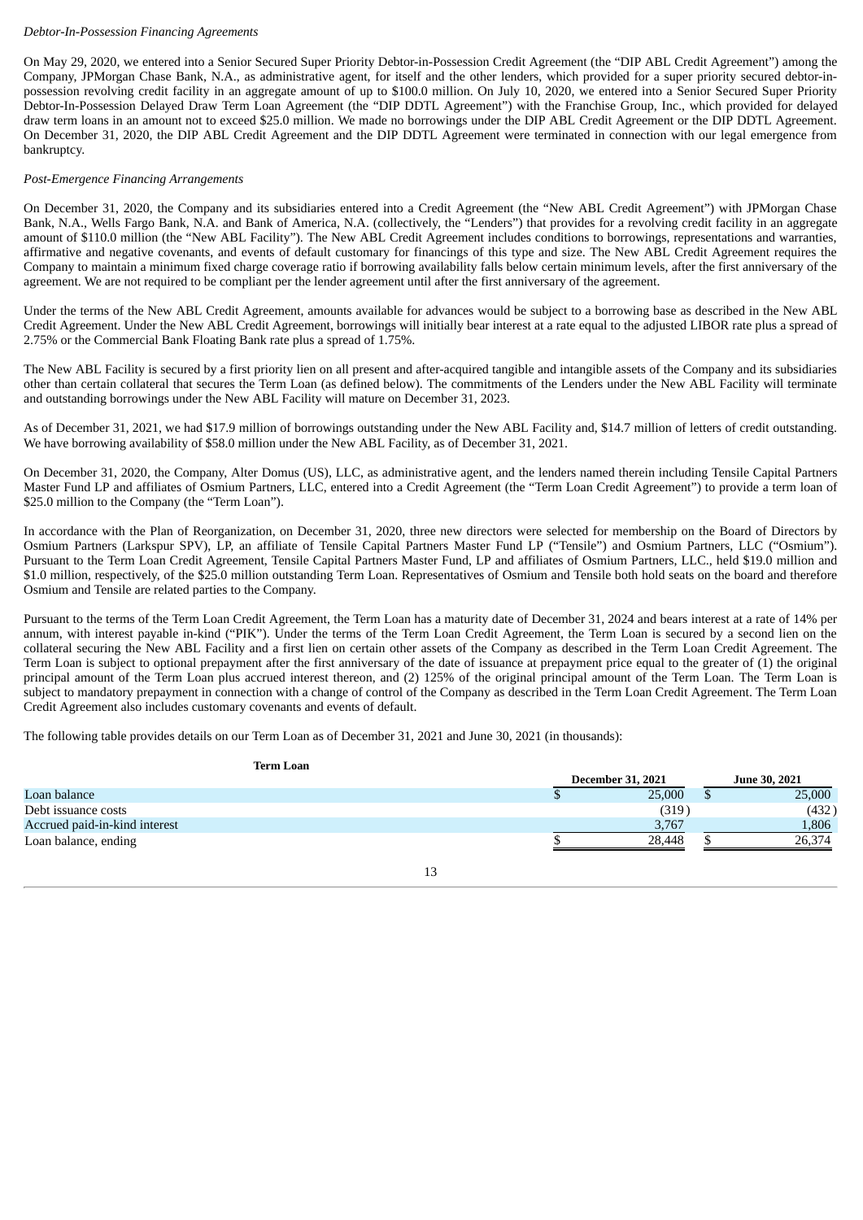*Debtor-In-Possession Financing Agreements*

On May 29, 2020, we entered into a Senior Secured Super Priority Debtor-in-Possession Credit Agreement (the "DIP ABL Credit Agreement") among the Company, JPMorgan Chase Bank, N.A., as administrative agent, for itself and the other lenders, which provided for a super priority secured debtor-in-possession revolving credit facility in an aggregate amount of up to $100.0 million. On July 10, 2020, we entered into a Senior Secured Super Priority Debtor-In-Possession Delayed Draw Term Loan Agreement (the "DIP DDTL Agreement") with the Franchise Group, Inc., which provided for delayed draw term loans in an amount not to exceed $25.0 million. We made no borrowings under the DIP ABL Credit Agreement or the DIP DDTL Agreement. On December 31, 2020, the DIP ABL Credit Agreement and the DIP DDTL Agreement were terminated in connection with our legal emergence from bankruptcy.

*Post-Emergence Financing Arrangements*

On December 31, 2020, the Company and its subsidiaries entered into a Credit Agreement (the "New ABL Credit Agreement") with JPMorgan Chase Bank, N.A., Wells Fargo Bank, N.A. and Bank of America, N.A. (collectively, the "Lenders") that provides for a revolving credit facility in an aggregate amount of $110.0 million (the "New ABL Facility"). The New ABL Credit Agreement includes conditions to borrowings, representations and warranties, affirmative and negative covenants, and events of default customary for financings of this type and size. The New ABL Credit Agreement requires the Company to maintain a minimum fixed charge coverage ratio if borrowing availability falls below certain minimum levels, after the first anniversary of the agreement. We are not required to be compliant per the lender agreement until after the first anniversary of the agreement.

Under the terms of the New ABL Credit Agreement, amounts available for advances would be subject to a borrowing base as described in the New ABL Credit Agreement. Under the New ABL Credit Agreement, borrowings will initially bear interest at a rate equal to the adjusted LIBOR rate plus a spread of 2.75% or the Commercial Bank Floating Bank rate plus a spread of 1.75%.

The New ABL Facility is secured by a first priority lien on all present and after-acquired tangible and intangible assets of the Company and its subsidiaries other than certain collateral that secures the Term Loan (as defined below). The commitments of the Lenders under the New ABL Facility will terminate and outstanding borrowings under the New ABL Facility will mature on December 31, 2023.

As of December 31, 2021, we had $17.9 million of borrowings outstanding under the New ABL Facility and, $14.7 million of letters of credit outstanding. We have borrowing availability of $58.0 million under the New ABL Facility, as of December 31, 2021.

On December 31, 2020, the Company, Alter Domus (US), LLC, as administrative agent, and the lenders named therein including Tensile Capital Partners Master Fund LP and affiliates of Osmium Partners, LLC, entered into a Credit Agreement (the "Term Loan Credit Agreement") to provide a term loan of $25.0 million to the Company (the "Term Loan").

In accordance with the Plan of Reorganization, on December 31, 2020, three new directors were selected for membership on the Board of Directors by Osmium Partners (Larkspur SPV), LP, an affiliate of Tensile Capital Partners Master Fund LP ("Tensile") and Osmium Partners, LLC ("Osmium"). Pursuant to the Term Loan Credit Agreement, Tensile Capital Partners Master Fund, LP and affiliates of Osmium Partners, LLC., held $19.0 million and $1.0 million, respectively, of the $25.0 million outstanding Term Loan. Representatives of Osmium and Tensile both hold seats on the board and therefore Osmium and Tensile are related parties to the Company.

Pursuant to the terms of the Term Loan Credit Agreement, the Term Loan has a maturity date of December 31, 2024 and bears interest at a rate of 14% per annum, with interest payable in-kind ("PIK"). Under the terms of the Term Loan Credit Agreement, the Term Loan is secured by a second lien on the collateral securing the New ABL Facility and a first lien on certain other assets of the Company as described in the Term Loan Credit Agreement. The Term Loan is subject to optional prepayment after the first anniversary of the date of issuance at prepayment price equal to the greater of (1) the original principal amount of the Term Loan plus accrued interest thereon, and (2) 125% of the original principal amount of the Term Loan. The Term Loan is subject to mandatory prepayment in connection with a change of control of the Company as described in the Term Loan Credit Agreement. The Term Loan Credit Agreement also includes customary covenants and events of default.

The following table provides details on our Term Loan as of December 31, 2021 and June 30, 2021 (in thousands):

| **Term Loan** | **December 31, 2021** | **June 30, 2021** |
|---|---|---|
| Loan balance | $ 25,000 | $ 25,000 |
| Debt issuance costs | (319) | (432) |
| Accrued paid-in-kind interest | 3,767 | 1,806 |
| Loan balance, ending | $ 28,448 | $ 26,374 |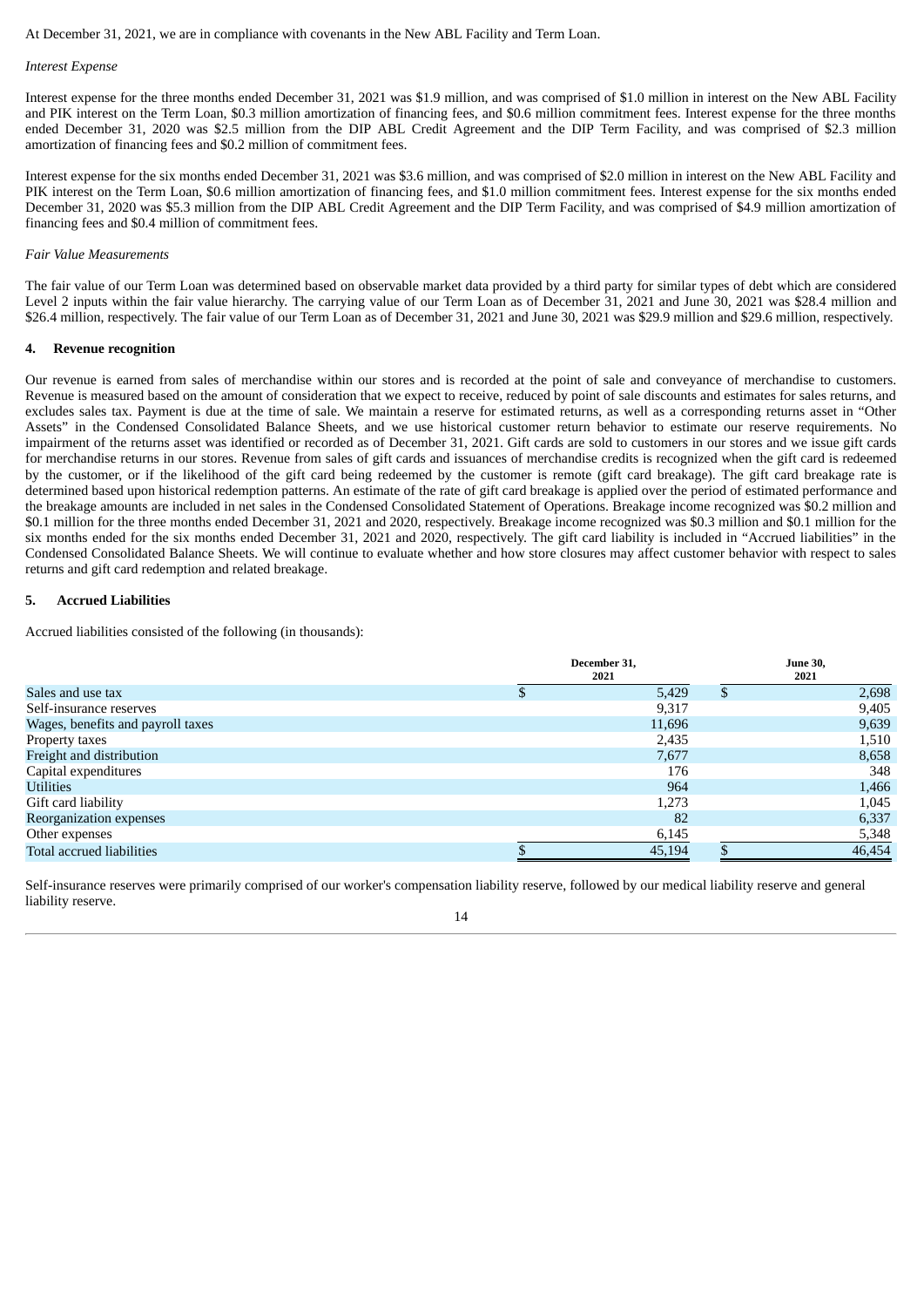At December 31, 2021, we are in compliance with covenants in the New ABL Facility and Term Loan.

*Interest Expense*

Interest expense for the three months ended December 31, 2021 was $1.9 million, and was comprised of $1.0 million in interest on the New ABL Facility and PIK interest on the Term Loan, $0.3 million amortization of financing fees, and $0.6 million commitment fees. Interest expense for the three months ended December 31, 2020 was $2.5 million from the DIP ABL Credit Agreement and the DIP Term Facility, and was comprised of $2.3 million amortization of financing fees and $0.2 million of commitment fees.

Interest expense for the six months ended December 31, 2021 was $3.6 million, and was comprised of $2.0 million in interest on the New ABL Facility and PIK interest on the Term Loan, $0.6 million amortization of financing fees, and $1.0 million commitment fees. Interest expense for the six months ended December 31, 2020 was $5.3 million from the DIP ABL Credit Agreement and the DIP Term Facility, and was comprised of $4.9 million amortization of financing fees and $0.4 million of commitment fees.

*Fair Value Measurements*

The fair value of our Term Loan was determined based on observable market data provided by a third party for similar types of debt which are considered Level 2 inputs within the fair value hierarchy. The carrying value of our Term Loan as of December 31, 2021 and June 30, 2021 was $28.4 million and $26.4 million, respectively. The fair value of our Term Loan as of December 31, 2021 and June 30, 2021 was $29.9 million and $29.6 million, respectively.

## 4. Revenue recognition

Our revenue is earned from sales of merchandise within our stores and is recorded at the point of sale and conveyance of merchandise to customers. Revenue is measured based on the amount of consideration that we expect to receive, reduced by point of sale discounts and estimates for sales returns, and excludes sales tax. Payment is due at the time of sale. We maintain a reserve for estimated returns, as well as a corresponding returns asset in "Other Assets" in the Condensed Consolidated Balance Sheets, and we use historical customer return behavior to estimate our reserve requirements. No impairment of the returns asset was identified or recorded as of December 31, 2021. Gift cards are sold to customers in our stores and we issue gift cards for merchandise returns in our stores. Revenue from sales of gift cards and issuances of merchandise credits is recognized when the gift card is redeemed by the customer, or if the likelihood of the gift card being redeemed by the customer is remote (gift card breakage). The gift card breakage rate is determined based upon historical redemption patterns. An estimate of the rate of gift card breakage is applied over the period of estimated performance and the breakage amounts are included in net sales in the Condensed Consolidated Statement of Operations. Breakage income recognized was $0.2 million and $0.1 million for the three months ended December 31, 2021 and 2020, respectively. Breakage income recognized was $0.3 million and $0.1 million for the six months ended for the six months ended December 31, 2021 and 2020, respectively. The gift card liability is included in "Accrued liabilities" in the Condensed Consolidated Balance Sheets. We will continue to evaluate whether and how store closures may affect customer behavior with respect to sales returns and gift card redemption and related breakage.

## 5. Accrued Liabilities

Accrued liabilities consisted of the following (in thousands):

| | December 31, 2021 | June 30, 2021 |
|---|---|---|
| Sales and use tax | $ 5,429 | $ 2,698 |
| Self-insurance reserves | 9,317 | 9,405 |
| Wages, benefits and payroll taxes | 11,696 | 9,639 |
| Property taxes | 2,435 | 1,510 |
| Freight and distribution | 7,677 | 8,658 |
| Capital expenditures | 176 | 348 |
| Utilities | 964 | 1,466 |
| Gift card liability | 1,273 | 1,045 |
| Reorganization expenses | 82 | 6,337 |
| Other expenses | 6,145 | 5,348 |
| Total accrued liabilities | $ 45,194 | $ 46,454 |

Self-insurance reserves were primarily comprised of our worker's compensation liability reserve, followed by our medical liability reserve and general liability reserve.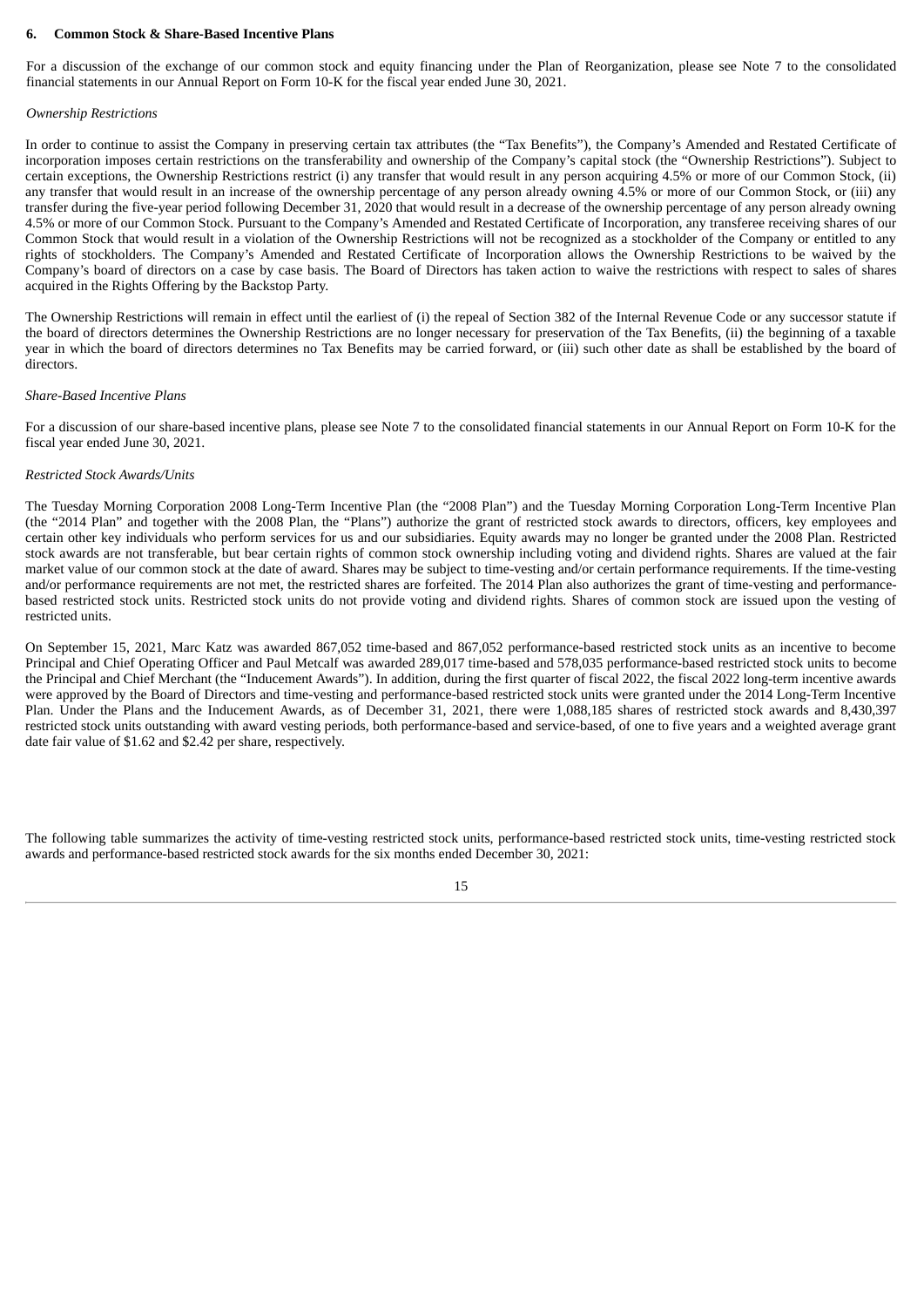### 6. Common Stock & Share-Based Incentive Plans

For a discussion of the exchange of our common stock and equity financing under the Plan of Reorganization, please see Note 7 to the consolidated financial statements in our Annual Report on Form 10-K for the fiscal year ended June 30, 2021.

*Ownership Restrictions*

In order to continue to assist the Company in preserving certain tax attributes (the "Tax Benefits"), the Company's Amended and Restated Certificate of incorporation imposes certain restrictions on the transferability and ownership of the Company's capital stock (the "Ownership Restrictions"). Subject to certain exceptions, the Ownership Restrictions restrict (i) any transfer that would result in any person acquiring 4.5% or more of our Common Stock, (ii) any transfer that would result in an increase of the ownership percentage of any person already owning 4.5% or more of our Common Stock, or (iii) any transfer during the five-year period following December 31, 2020 that would result in a decrease of the ownership percentage of any person already owning 4.5% or more of our Common Stock. Pursuant to the Company's Amended and Restated Certificate of Incorporation, any transferee receiving shares of our Common Stock that would result in a violation of the Ownership Restrictions will not be recognized as a stockholder of the Company or entitled to any rights of stockholders. The Company's Amended and Restated Certificate of Incorporation allows the Ownership Restrictions to be waived by the Company's board of directors on a case by case basis. The Board of Directors has taken action to waive the restrictions with respect to sales of shares acquired in the Rights Offering by the Backstop Party.

The Ownership Restrictions will remain in effect until the earliest of (i) the repeal of Section 382 of the Internal Revenue Code or any successor statute if the board of directors determines the Ownership Restrictions are no longer necessary for preservation of the Tax Benefits, (ii) the beginning of a taxable year in which the board of directors determines no Tax Benefits may be carried forward, or (iii) such other date as shall be established by the board of directors.

*Share-Based Incentive Plans*

For a discussion of our share-based incentive plans, please see Note 7 to the consolidated financial statements in our Annual Report on Form 10-K for the fiscal year ended June 30, 2021.

*Restricted Stock Awards/Units*

The Tuesday Morning Corporation 2008 Long-Term Incentive Plan (the "2008 Plan") and the Tuesday Morning Corporation Long-Term Incentive Plan (the "2014 Plan" and together with the 2008 Plan, the "Plans") authorize the grant of restricted stock awards to directors, officers, key employees and certain other key individuals who perform services for us and our subsidiaries. Equity awards may no longer be granted under the 2008 Plan. Restricted stock awards are not transferable, but bear certain rights of common stock ownership including voting and dividend rights. Shares are valued at the fair market value of our common stock at the date of award. Shares may be subject to time-vesting and/or certain performance requirements. If the time-vesting and/or performance requirements are not met, the restricted shares are forfeited. The 2014 Plan also authorizes the grant of time-vesting and performance-based restricted stock units. Restricted stock units do not provide voting and dividend rights. Shares of common stock are issued upon the vesting of restricted units.

On September 15, 2021, Marc Katz was awarded 867,052 time-based and 867,052 performance-based restricted stock units as an incentive to become Principal and Chief Operating Officer and Paul Metcalf was awarded 289,017 time-based and 578,035 performance-based restricted stock units to become the Principal and Chief Merchant (the "Inducement Awards"). In addition, during the first quarter of fiscal 2022, the fiscal 2022 long-term incentive awards were approved by the Board of Directors and time-vesting and performance-based restricted stock units were granted under the 2014 Long-Term Incentive Plan. Under the Plans and the Inducement Awards, as of December 31, 2021, there were 1,088,185 shares of restricted stock awards and 8,430,397 restricted stock units outstanding with award vesting periods, both performance-based and service-based, of one to five years and a weighted average grant date fair value of $1.62 and $2.42 per share, respectively.

The following table summarizes the activity of time-vesting restricted stock units, performance-based restricted stock units, time-vesting restricted stock awards and performance-based restricted stock awards for the six months ended December 30, 2021: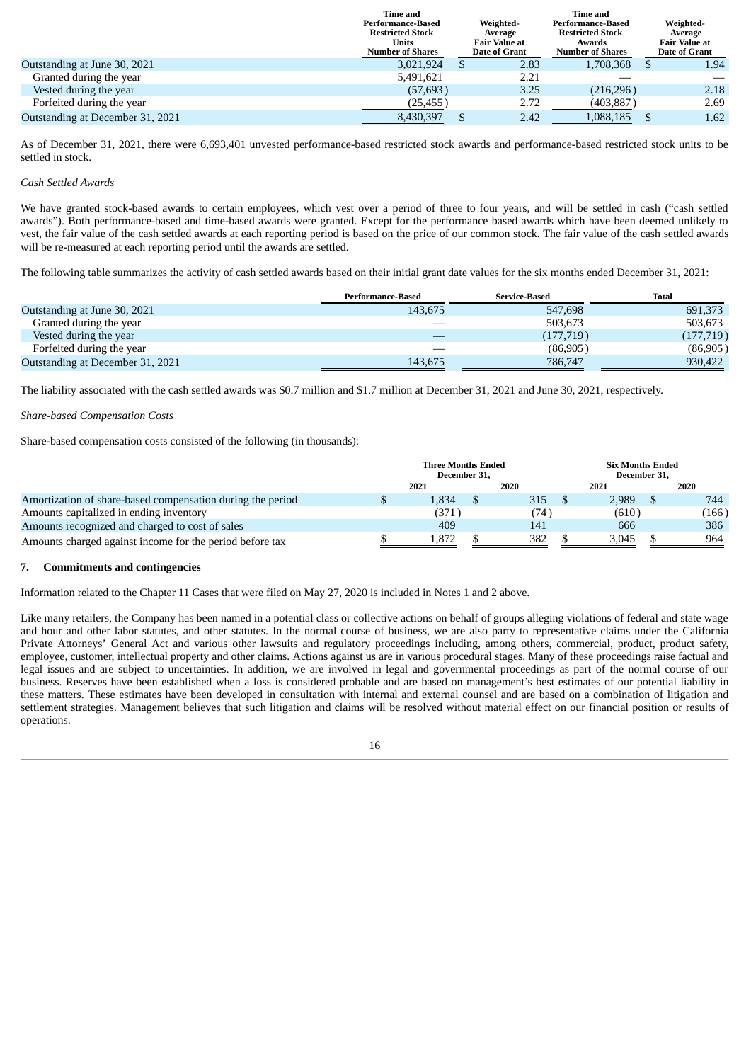| | Time and Performance-Based Restricted Stock Units Number of Shares | Weighted-Average Fair Value at Date of Grant | Time and Performance-Based Restricted Stock Awards Number of Shares | Weighted-Average Fair Value at Date of Grant |
|---|---|---|---|---|
| Outstanding at June 30, 2021 | 3,021,924 | $ 2.83 | 1,708,368 | $ 1.94 |
| Granted during the year | 5,491,621 | 2.21 | — | — |
| Vested during the year | (57,693) | 3.25 | (216,296) | 2.18 |
| Forfeited during the year | (25,455) | 2.72 | (403,887) | 2.69 |
| Outstanding at December 31, 2021 | 8,430,397 | $ 2.42 | 1,088,185 | $ 1.62 |

As of December 31, 2021, there were 6,693,401 unvested performance-based restricted stock awards and performance-based restricted stock units to be settled in stock.

*Cash Settled Awards*

We have granted stock-based awards to certain employees, which vest over a period of three to four years, and will be settled in cash ("cash settled awards"). Both performance-based and time-based awards were granted. Except for the performance based awards which have been deemed unlikely to vest, the fair value of the cash settled awards at each reporting period is based on the price of our common stock. The fair value of the cash settled awards will be re-measured at each reporting period until the awards are settled.

The following table summarizes the activity of cash settled awards based on their initial grant date values for the six months ended December 31, 2021:

| | Performance-Based | Service-Based | Total |
|---|---|---|---|
| Outstanding at June 30, 2021 | 143,675 | 547,698 | 691,373 |
| Granted during the year | — | 503,673 | 503,673 |
| Vested during the year | — | (177,719) | (177,719) |
| Forfeited during the year | — | (86,905) | (86,905) |
| Outstanding at December 31, 2021 | 143,675 | 786,747 | 930,422 |

The liability associated with the cash settled awards was $0.7 million and $1.7 million at December 31, 2021 and June 30, 2021, respectively.

*Share-based Compensation Costs*

Share-based compensation costs consisted of the following (in thousands):

| | Three Months Ended December 31, | | Six Months Ended December 31, | |
|---|---|---|---|---|
| | 2021 | 2020 | 2021 | 2020 |
| Amortization of share-based compensation during the period | $ 1,834 | $ 315 | $ 2,989 | $ 744 |
| Amounts capitalized in ending inventory | (371) | (74) | (610) | (166) |
| Amounts recognized and charged to cost of sales | 409 | 141 | 666 | 386 |
| Amounts charged against income for the period before tax | $ 1,872 | $ 382 | $ 3,045 | $ 964 |

## 7. Commitments and contingencies

Information related to the Chapter 11 Cases that were filed on May 27, 2020 is included in Notes 1 and 2 above.

Like many retailers, the Company has been named in a potential class or collective actions on behalf of groups alleging violations of federal and state wage and hour and other labor statutes, and other statutes. In the normal course of business, we are also party to representative claims under the California Private Attorneys' General Act and various other lawsuits and regulatory proceedings including, among others, commercial, product, product safety, employee, customer, intellectual property and other claims. Actions against us are in various procedural stages. Many of these proceedings raise factual and legal issues and are subject to uncertainties. In addition, we are involved in legal and governmental proceedings as part of the normal course of our business. Reserves have been established when a loss is considered probable and are based on management's best estimates of our potential liability in these matters. These estimates have been developed in consultation with internal and external counsel and are based on a combination of litigation and settlement strategies. Management believes that such litigation and claims will be resolved without material effect on our financial position or results of operations.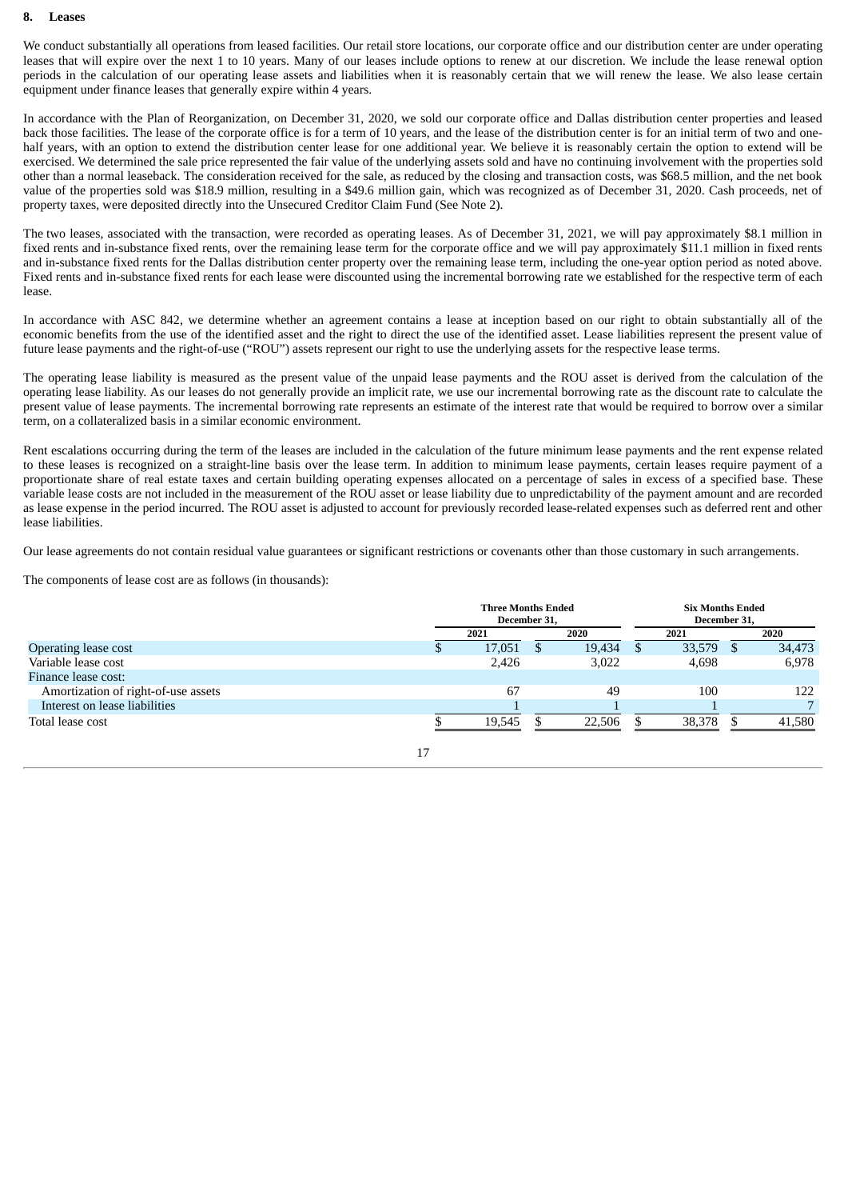## 8. Leases

We conduct substantially all operations from leased facilities. Our retail store locations, our corporate office and our distribution center are under operating leases that will expire over the next 1 to 10 years. Many of our leases include options to renew at our discretion. We include the lease renewal option periods in the calculation of our operating lease assets and liabilities when it is reasonably certain that we will renew the lease. We also lease certain equipment under finance leases that generally expire within 4 years.

In accordance with the Plan of Reorganization, on December 31, 2020, we sold our corporate office and Dallas distribution center properties and leased back those facilities. The lease of the corporate office is for a term of 10 years, and the lease of the distribution center is for an initial term of two and one-half years, with an option to extend the distribution center lease for one additional year. We believe it is reasonably certain the option to extend will be exercised. We determined the sale price represented the fair value of the underlying assets sold and have no continuing involvement with the properties sold other than a normal leaseback. The consideration received for the sale, as reduced by the closing and transaction costs, was $68.5 million, and the net book value of the properties sold was $18.9 million, resulting in a $49.6 million gain, which was recognized as of December 31, 2020. Cash proceeds, net of property taxes, were deposited directly into the Unsecured Creditor Claim Fund (See Note 2).

The two leases, associated with the transaction, were recorded as operating leases. As of December 31, 2021, we will pay approximately $8.1 million in fixed rents and in-substance fixed rents, over the remaining lease term for the corporate office and we will pay approximately $11.1 million in fixed rents and in-substance fixed rents for the Dallas distribution center property over the remaining lease term, including the one-year option period as noted above. Fixed rents and in-substance fixed rents for each lease were discounted using the incremental borrowing rate we established for the respective term of each lease.

In accordance with ASC 842, we determine whether an agreement contains a lease at inception based on our right to obtain substantially all of the economic benefits from the use of the identified asset and the right to direct the use of the identified asset. Lease liabilities represent the present value of future lease payments and the right-of-use ("ROU") assets represent our right to use the underlying assets for the respective lease terms.

The operating lease liability is measured as the present value of the unpaid lease payments and the ROU asset is derived from the calculation of the operating lease liability. As our leases do not generally provide an implicit rate, we use our incremental borrowing rate as the discount rate to calculate the present value of lease payments. The incremental borrowing rate represents an estimate of the interest rate that would be required to borrow over a similar term, on a collateralized basis in a similar economic environment.

Rent escalations occurring during the term of the leases are included in the calculation of the future minimum lease payments and the rent expense related to these leases is recognized on a straight-line basis over the lease term. In addition to minimum lease payments, certain leases require payment of a proportionate share of real estate taxes and certain building operating expenses allocated on a percentage of sales in excess of a specified base. These variable lease costs are not included in the measurement of the ROU asset or lease liability due to unpredictability of the payment amount and are recorded as lease expense in the period incurred. The ROU asset is adjusted to account for previously recorded lease-related expenses such as deferred rent and other lease liabilities.

Our lease agreements do not contain residual value guarantees or significant restrictions or covenants other than those customary in such arrangements.

The components of lease cost are as follows (in thousands):

| | Three Months Ended December 31, | | Six Months Ended December 31, | |
|---|---|---|---|---|
| | 2021 | 2020 | 2021 | 2020 |
| Operating lease cost | $ 17,051 | $ 19,434 | $ 33,579 | $ 34,473 |
| Variable lease cost | 2,426 | 3,022 | 4,698 | 6,978 |
| Finance lease cost: | | | | |
| Amortization of right-of-use assets | 67 | 49 | 100 | 122 |
| Interest on lease liabilities | 1 | 1 | 1 | 7 |
| Total lease cost | $ 19,545 | $ 22,506 | $ 38,378 | $ 41,580 |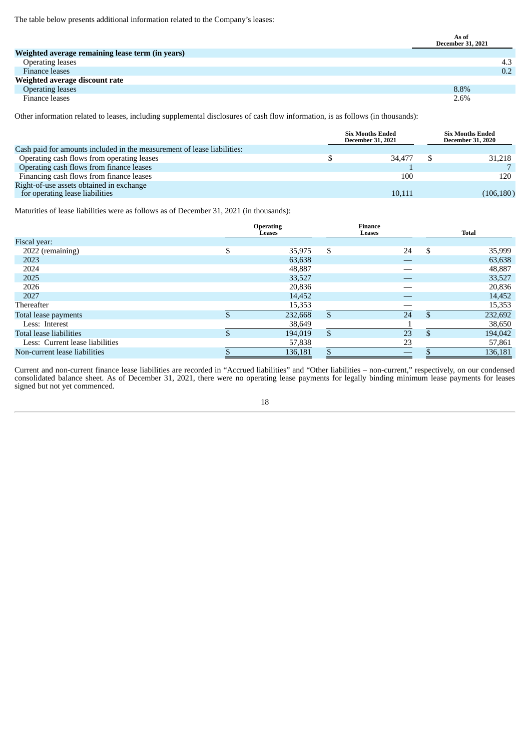The table below presents additional information related to the Company's leases:

| | As of December 31, 2021 |
|---|---|
| **Weighted average remaining lease term (in years)** | |
| Operating leases | 4.3 |
| Finance leases | 0.2 |
| **Weighted average discount rate** | |
| Operating leases | 8.8% |
| Finance leases | 2.6% |

Other information related to leases, including supplemental disclosures of cash flow information, is as follows (in thousands):

| | Six Months Ended December 31, 2021 | Six Months Ended December 31, 2020 |
|---|---|---|
| Cash paid for amounts included in the measurement of lease liabilities: | | |
| Operating cash flows from operating leases | $ 34,477 | $ 31,218 |
| Operating cash flows from finance leases | 1 | 7 |
| Financing cash flows from finance leases | 100 | 120 |
| Right-of-use assets obtained in exchange for operating lease liabilities | 10,111 | (106,180) |

Maturities of lease liabilities were as follows as of December 31, 2021 (in thousands):

| | Operating Leases | Finance Leases | Total |
|---|---|---|---|
| Fiscal year: | | | |
| 2022 (remaining) | $ 35,975 | $ 24 | $ 35,999 |
| 2023 | 63,638 | — | 63,638 |
| 2024 | 48,887 | — | 48,887 |
| 2025 | 33,527 | — | 33,527 |
| 2026 | 20,836 | — | 20,836 |
| 2027 | 14,452 | — | 14,452 |
| Thereafter | 15,353 | — | 15,353 |
| Total lease payments | $ 232,668 | $ 24 | $ 232,692 |
| Less: Interest | 38,649 | 1 | 38,650 |
| Total lease liabilities | $ 194,019 | $ 23 | $ 194,042 |
| Less: Current lease liabilities | 57,838 | 23 | 57,861 |
| Non-current lease liabilities | $ 136,181 | $ — | $ 136,181 |

Current and non-current finance lease liabilities are recorded in "Accrued liabilities" and "Other liabilities – non-current," respectively, on our condensed consolidated balance sheet. As of December 31, 2021, there were no operating lease payments for legally binding minimum lease payments for leases signed but not yet commenced.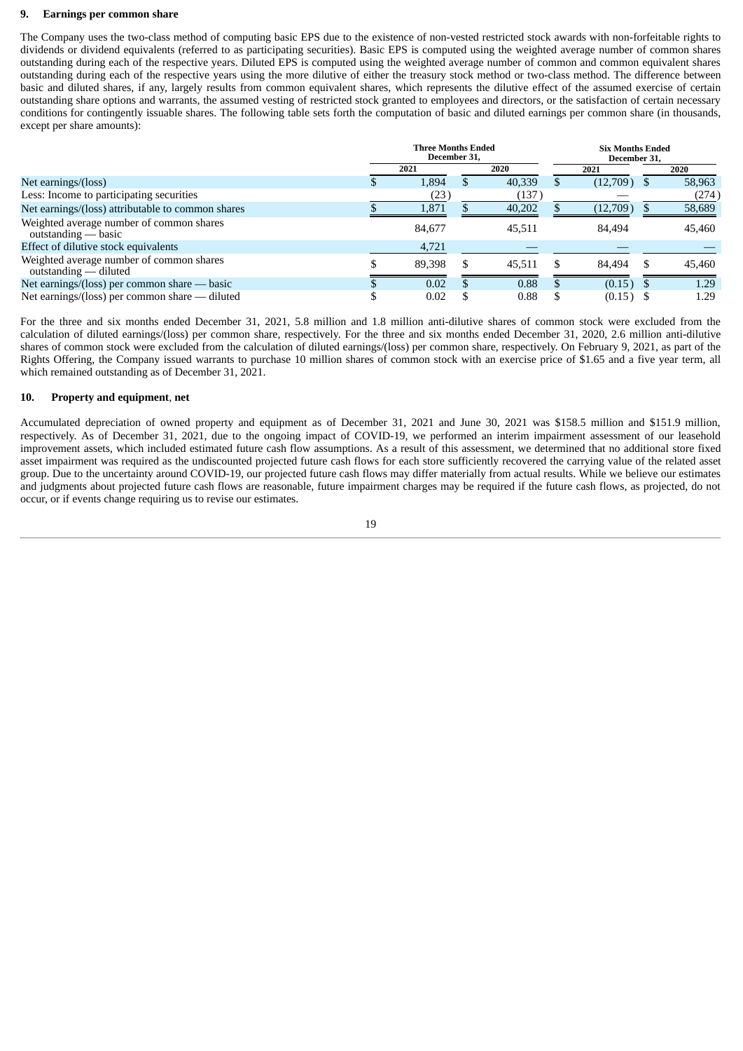## 9. Earnings per common share

The Company uses the two-class method of computing basic EPS due to the existence of non-vested restricted stock awards with non-forfeitable rights to dividends or dividend equivalents (referred to as participating securities). Basic EPS is computed using the weighted average number of common shares outstanding during each of the respective years. Diluted EPS is computed using the weighted average number of common and common equivalent shares outstanding during each of the respective years using the more dilutive of either the treasury stock method or two-class method. The difference between basic and diluted shares, if any, largely results from common equivalent shares, which represents the dilutive effect of the assumed exercise of certain outstanding share options and warrants, the assumed vesting of restricted stock granted to employees and directors, or the satisfaction of certain necessary conditions for contingently issuable shares. The following table sets forth the computation of basic and diluted earnings per common share (in thousands, except per share amounts):

| | Three Months Ended December 31, | | Six Months Ended December 31, | |
|---|---|---|---|---|
| | 2021 | 2020 | 2021 | 2020 |
| Net earnings/(loss) | $ 1,894 | $ 40,339 | $ (12,709) | $ 58,963 |
| Less: Income to participating securities | (23) | (137) | — | (274) |
| Net earnings/(loss) attributable to common shares | $ 1,871 | $ 40,202 | $ (12,709) | $ 58,689 |
| Weighted average number of common shares outstanding — basic | 84,677 | 45,511 | 84,494 | 45,460 |
| Effect of dilutive stock equivalents | 4,721 | — | — | — |
| Weighted average number of common shares outstanding — diluted | $ 89,398 | $ 45,511 | $ 84,494 | $ 45,460 |
| Net earnings/(loss) per common share — basic | $ 0.02 | $ 0.88 | $ (0.15) | $ 1.29 |
| Net earnings/(loss) per common share — diluted | $ 0.02 | $ 0.88 | $ (0.15) | $ 1.29 |

For the three and six months ended December 31, 2021, 5.8 million and 1.8 million anti-dilutive shares of common stock were excluded from the calculation of diluted earnings/(loss) per common share, respectively. For the three and six months ended December 31, 2020, 2.6 million anti-dilutive shares of common stock were excluded from the calculation of diluted earnings/(loss) per common share, respectively. On February 9, 2021, as part of the Rights Offering, the Company issued warrants to purchase 10 million shares of common stock with an exercise price of $1.65 and a five year term, all which remained outstanding as of December 31, 2021.

## 10. Property and equipment, net

Accumulated depreciation of owned property and equipment as of December 31, 2021 and June 30, 2021 was $158.5 million and $151.9 million, respectively. As of December 31, 2021, due to the ongoing impact of COVID-19, we performed an interim impairment assessment of our leasehold improvement assets, which included estimated future cash flow assumptions. As a result of this assessment, we determined that no additional store fixed asset impairment was required as the undiscounted projected future cash flows for each store sufficiently recovered the carrying value of the related asset group. Due to the uncertainty around COVID-19, our projected future cash flows may differ materially from actual results. While we believe our estimates and judgments about projected future cash flows are reasonable, future impairment charges may be required if the future cash flows, as projected, do not occur, or if events change requiring us to revise our estimates.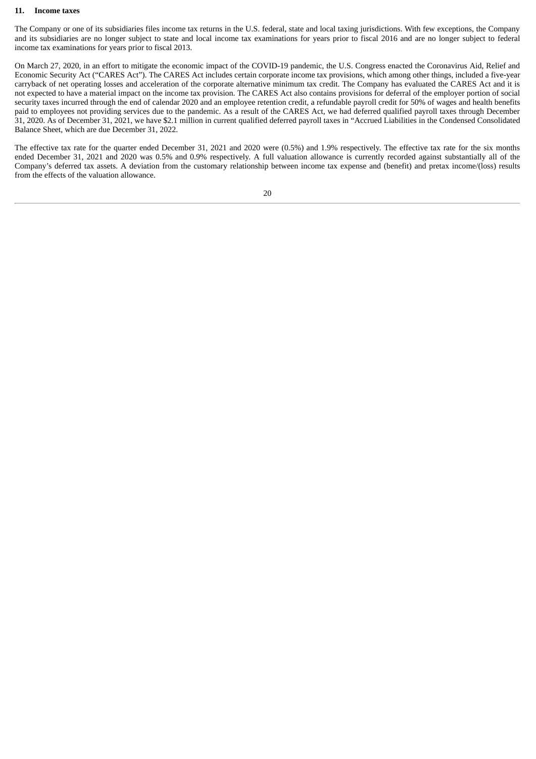**11. Income taxes**

The Company or one of its subsidiaries files income tax returns in the U.S. federal, state and local taxing jurisdictions. With few exceptions, the Company and its subsidiaries are no longer subject to state and local income tax examinations for years prior to fiscal 2016 and are no longer subject to federal income tax examinations for years prior to fiscal 2013.

On March 27, 2020, in an effort to mitigate the economic impact of the COVID-19 pandemic, the U.S. Congress enacted the Coronavirus Aid, Relief and Economic Security Act ("CARES Act"). The CARES Act includes certain corporate income tax provisions, which among other things, included a five-year carryback of net operating losses and acceleration of the corporate alternative minimum tax credit. The Company has evaluated the CARES Act and it is not expected to have a material impact on the income tax provision. The CARES Act also contains provisions for deferral of the employer portion of social security taxes incurred through the end of calendar 2020 and an employee retention credit, a refundable payroll credit for 50% of wages and health benefits paid to employees not providing services due to the pandemic. As a result of the CARES Act, we had deferred qualified payroll taxes through December 31, 2020. As of December 31, 2021, we have $2.1 million in current qualified deferred payroll taxes in "Accrued Liabilities in the Condensed Consolidated Balance Sheet, which are due December 31, 2022.

The effective tax rate for the quarter ended December 31, 2021 and 2020 were (0.5%) and 1.9% respectively. The effective tax rate for the six months ended December 31, 2021 and 2020 was 0.5% and 0.9% respectively. A full valuation allowance is currently recorded against substantially all of the Company's deferred tax assets. A deviation from the customary relationship between income tax expense and (benefit) and pretax income/(loss) results from the effects of the valuation allowance.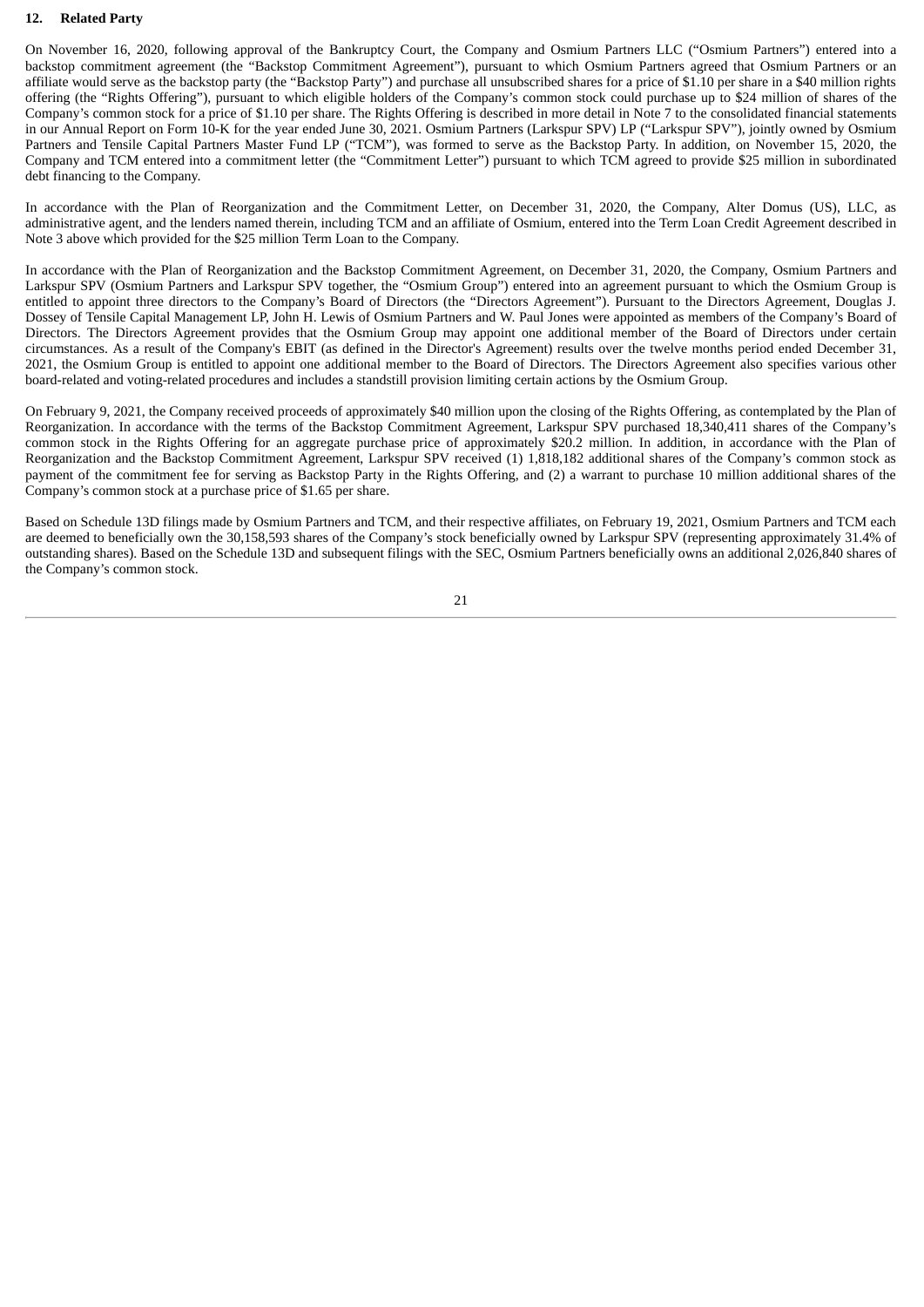## 12. Related Party

On November 16, 2020, following approval of the Bankruptcy Court, the Company and Osmium Partners LLC ("Osmium Partners") entered into a backstop commitment agreement (the "Backstop Commitment Agreement"), pursuant to which Osmium Partners agreed that Osmium Partners or an affiliate would serve as the backstop party (the "Backstop Party") and purchase all unsubscribed shares for a price of $1.10 per share in a $40 million rights offering (the "Rights Offering"), pursuant to which eligible holders of the Company's common stock could purchase up to $24 million of shares of the Company's common stock for a price of $1.10 per share. The Rights Offering is described in more detail in Note 7 to the consolidated financial statements in our Annual Report on Form 10-K for the year ended June 30, 2021. Osmium Partners (Larkspur SPV) LP ("Larkspur SPV"), jointly owned by Osmium Partners and Tensile Capital Partners Master Fund LP ("TCM"), was formed to serve as the Backstop Party. In addition, on November 15, 2020, the Company and TCM entered into a commitment letter (the "Commitment Letter") pursuant to which TCM agreed to provide $25 million in subordinated debt financing to the Company.

In accordance with the Plan of Reorganization and the Commitment Letter, on December 31, 2020, the Company, Alter Domus (US), LLC, as administrative agent, and the lenders named therein, including TCM and an affiliate of Osmium, entered into the Term Loan Credit Agreement described in Note 3 above which provided for the $25 million Term Loan to the Company.

In accordance with the Plan of Reorganization and the Backstop Commitment Agreement, on December 31, 2020, the Company, Osmium Partners and Larkspur SPV (Osmium Partners and Larkspur SPV together, the "Osmium Group") entered into an agreement pursuant to which the Osmium Group is entitled to appoint three directors to the Company's Board of Directors (the "Directors Agreement"). Pursuant to the Directors Agreement, Douglas J. Dossey of Tensile Capital Management LP, John H. Lewis of Osmium Partners and W. Paul Jones were appointed as members of the Company's Board of Directors. The Directors Agreement provides that the Osmium Group may appoint one additional member of the Board of Directors under certain circumstances. As a result of the Company's EBIT (as defined in the Director's Agreement) results over the twelve months period ended December 31, 2021, the Osmium Group is entitled to appoint one additional member to the Board of Directors. The Directors Agreement also specifies various other board-related and voting-related procedures and includes a standstill provision limiting certain actions by the Osmium Group.

On February 9, 2021, the Company received proceeds of approximately $40 million upon the closing of the Rights Offering, as contemplated by the Plan of Reorganization. In accordance with the terms of the Backstop Commitment Agreement, Larkspur SPV purchased 18,340,411 shares of the Company's common stock in the Rights Offering for an aggregate purchase price of approximately $20.2 million. In addition, in accordance with the Plan of Reorganization and the Backstop Commitment Agreement, Larkspur SPV received (1) 1,818,182 additional shares of the Company's common stock as payment of the commitment fee for serving as Backstop Party in the Rights Offering, and (2) a warrant to purchase 10 million additional shares of the Company's common stock at a purchase price of $1.65 per share.

Based on Schedule 13D filings made by Osmium Partners and TCM, and their respective affiliates, on February 19, 2021, Osmium Partners and TCM each are deemed to beneficially own the 30,158,593 shares of the Company's stock beneficially owned by Larkspur SPV (representing approximately 31.4% of outstanding shares). Based on the Schedule 13D and subsequent filings with the SEC, Osmium Partners beneficially owns an additional 2,026,840 shares of the Company's common stock.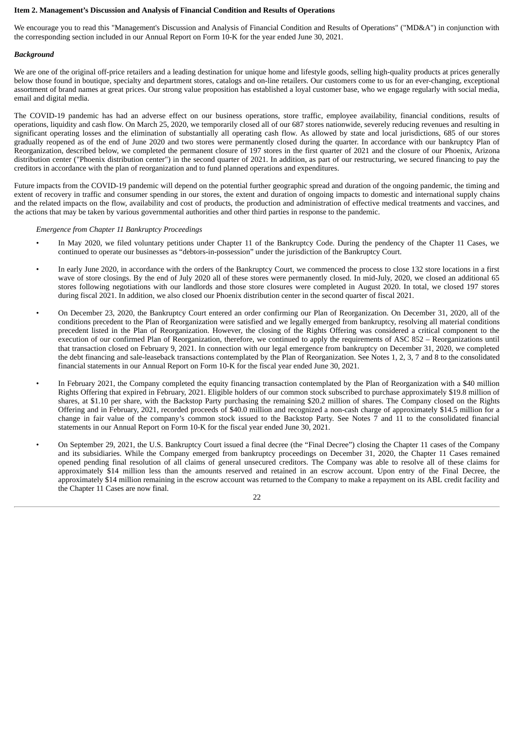**Item 2. Management's Discussion and Analysis of Financial Condition and Results of Operations**

We encourage you to read this "Management's Discussion and Analysis of Financial Condition and Results of Operations" ("MD&A") in conjunction with the corresponding section included in our Annual Report on Form 10-K for the year ended June 30, 2021.

***Background***

We are one of the original off-price retailers and a leading destination for unique home and lifestyle goods, selling high-quality products at prices generally below those found in boutique, specialty and department stores, catalogs and on-line retailers. Our customers come to us for an ever-changing, exceptional assortment of brand names at great prices. Our strong value proposition has established a loyal customer base, who we engage regularly with social media, email and digital media.

The COVID-19 pandemic has had an adverse effect on our business operations, store traffic, employee availability, financial conditions, results of operations, liquidity and cash flow. On March 25, 2020, we temporarily closed all of our 687 stores nationwide, severely reducing revenues and resulting in significant operating losses and the elimination of substantially all operating cash flow. As allowed by state and local jurisdictions, 685 of our stores gradually reopened as of the end of June 2020 and two stores were permanently closed during the quarter. In accordance with our bankruptcy Plan of Reorganization, described below, we completed the permanent closure of 197 stores in the first quarter of 2021 and the closure of our Phoenix, Arizona distribution center ("Phoenix distribution center") in the second quarter of 2021. In addition, as part of our restructuring, we secured financing to pay the creditors in accordance with the plan of reorganization and to fund planned operations and expenditures.

Future impacts from the COVID-19 pandemic will depend on the potential further geographic spread and duration of the ongoing pandemic, the timing and extent of recovery in traffic and consumer spending in our stores, the extent and duration of ongoing impacts to domestic and international supply chains and the related impacts on the flow, availability and cost of products, the production and administration of effective medical treatments and vaccines, and the actions that may be taken by various governmental authorities and other third parties in response to the pandemic.

*Emergence from Chapter 11 Bankruptcy Proceedings*

- In May 2020, we filed voluntary petitions under Chapter 11 of the Bankruptcy Code. During the pendency of the Chapter 11 Cases, we continued to operate our businesses as "debtors-in-possession" under the jurisdiction of the Bankruptcy Court.
- In early June 2020, in accordance with the orders of the Bankruptcy Court, we commenced the process to close 132 store locations in a first wave of store closings. By the end of July 2020 all of these stores were permanently closed. In mid-July, 2020, we closed an additional 65 stores following negotiations with our landlords and those store closures were completed in August 2020. In total, we closed 197 stores during fiscal 2021. In addition, we also closed our Phoenix distribution center in the second quarter of fiscal 2021.
- On December 23, 2020, the Bankruptcy Court entered an order confirming our Plan of Reorganization. On December 31, 2020, all of the conditions precedent to the Plan of Reorganization were satisfied and we legally emerged from bankruptcy, resolving all material conditions precedent listed in the Plan of Reorganization. However, the closing of the Rights Offering was considered a critical component to the execution of our confirmed Plan of Reorganization, therefore, we continued to apply the requirements of ASC 852 – Reorganizations until that transaction closed on February 9, 2021. In connection with our legal emergence from bankruptcy on December 31, 2020, we completed the debt financing and sale-leaseback transactions contemplated by the Plan of Reorganization. See Notes 1, 2, 3, 7 and 8 to the consolidated financial statements in our Annual Report on Form 10-K for the fiscal year ended June 30, 2021.
- In February 2021, the Company completed the equity financing transaction contemplated by the Plan of Reorganization with a $40 million Rights Offering that expired in February, 2021. Eligible holders of our common stock subscribed to purchase approximately $19.8 million of shares, at $1.10 per share, with the Backstop Party purchasing the remaining $20.2 million of shares. The Company closed on the Rights Offering and in February, 2021, recorded proceeds of $40.0 million and recognized a non-cash charge of approximately $14.5 million for a change in fair value of the company's common stock issued to the Backstop Party. See Notes 7 and 11 to the consolidated financial statements in our Annual Report on Form 10-K for the fiscal year ended June 30, 2021.
- On September 29, 2021, the U.S. Bankruptcy Court issued a final decree (the "Final Decree") closing the Chapter 11 cases of the Company and its subsidiaries. While the Company emerged from bankruptcy proceedings on December 31, 2020, the Chapter 11 Cases remained opened pending final resolution of all claims of general unsecured creditors. The Company was able to resolve all of these claims for approximately $14 million less than the amounts reserved and retained in an escrow account. Upon entry of the Final Decree, the approximately $14 million remaining in the escrow account was returned to the Company to make a repayment on its ABL credit facility and the Chapter 11 Cases are now final.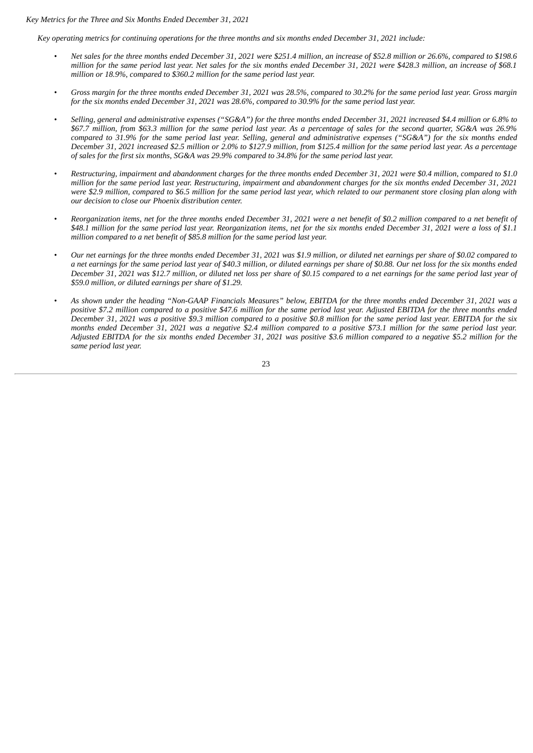*Key Metrics for the Three and Six Months Ended December 31, 2021*

*Key operating metrics for continuing operations for the three months and six months ended December 31, 2021 include:*

- *Net sales for the three months ended December 31, 2021 were $251.4 million, an increase of $52.8 million or 26.6%, compared to $198.6 million for the same period last year. Net sales for the six months ended December 31, 2021 were $428.3 million, an increase of $68.1 million or 18.9%, compared to $360.2 million for the same period last year.*
- *Gross margin for the three months ended December 31, 2021 was 28.5%, compared to 30.2% for the same period last year. Gross margin for the six months ended December 31, 2021 was 28.6%, compared to 30.9% for the same period last year.*
- *Selling, general and administrative expenses ("SG&A") for the three months ended December 31, 2021 increased $4.4 million or 6.8% to $67.7 million, from $63.3 million for the same period last year. As a percentage of sales for the second quarter, SG&A was 26.9% compared to 31.9% for the same period last year. Selling, general and administrative expenses ("SG&A") for the six months ended December 31, 2021 increased $2.5 million or 2.0% to $127.9 million, from $125.4 million for the same period last year. As a percentage of sales for the first six months, SG&A was 29.9% compared to 34.8% for the same period last year.*
- *Restructuring, impairment and abandonment charges for the three months ended December 31, 2021 were $0.4 million, compared to $1.0 million for the same period last year. Restructuring, impairment and abandonment charges for the six months ended December 31, 2021 were $2.9 million, compared to $6.5 million for the same period last year, which related to our permanent store closing plan along with our decision to close our Phoenix distribution center.*
- *Reorganization items, net for the three months ended December 31, 2021 were a net benefit of $0.2 million compared to a net benefit of $48.1 million for the same period last year. Reorganization items, net for the six months ended December 31, 2021 were a loss of $1.1 million compared to a net benefit of $85.8 million for the same period last year.*
- *Our net earnings for the three months ended December 31, 2021 was $1.9 million, or diluted net earnings per share of $0.02 compared to a net earnings for the same period last year of $40.3 million, or diluted earnings per share of $0.88. Our net loss for the six months ended December 31, 2021 was $12.7 million, or diluted net loss per share of $0.15 compared to a net earnings for the same period last year of $59.0 million, or diluted earnings per share of $1.29.*
- *As shown under the heading "Non-GAAP Financials Measures" below, EBITDA for the three months ended December 31, 2021 was a positive $7.2 million compared to a positive $47.6 million for the same period last year. Adjusted EBITDA for the three months ended December 31, 2021 was a positive $9.3 million compared to a positive $0.8 million for the same period last year. EBITDA for the six months ended December 31, 2021 was a negative $2.4 million compared to a positive $73.1 million for the same period last year. Adjusted EBITDA for the six months ended December 31, 2021 was positive $3.6 million compared to a negative $5.2 million for the same period last year.*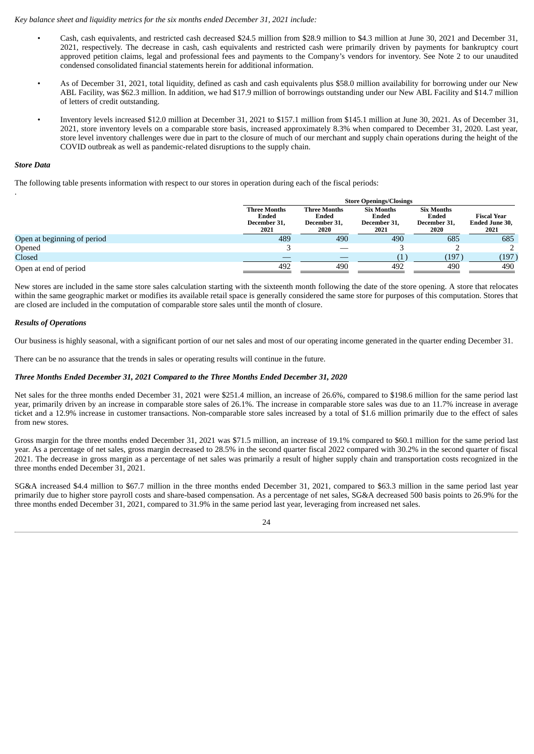*Key balance sheet and liquidity metrics for the six months ended December 31, 2021 include:*

- Cash, cash equivalents, and restricted cash decreased $24.5 million from $28.9 million to $4.3 million at June 30, 2021 and December 31, 2021, respectively. The decrease in cash, cash equivalents and restricted cash were primarily driven by payments for bankruptcy court approved petition claims, legal and professional fees and payments to the Company's vendors for inventory. See Note 2 to our unaudited condensed consolidated financial statements herein for additional information.
- As of December 31, 2021, total liquidity, defined as cash and cash equivalents plus $58.0 million availability for borrowing under our New ABL Facility, was $62.3 million. In addition, we had $17.9 million of borrowings outstanding under our New ABL Facility and $14.7 million of letters of credit outstanding.
- Inventory levels increased $12.0 million at December 31, 2021 to $157.1 million from $145.1 million at June 30, 2021. As of December 31, 2021, store inventory levels on a comparable store basis, increased approximately 8.3% when compared to December 31, 2020. Last year, store level inventory challenges were due in part to the closure of much of our merchant and supply chain operations during the height of the COVID outbreak as well as pandemic-related disruptions to the supply chain.

***Store Data***

The following table presents information with respect to our stores in operation during each of the fiscal periods:

.

| | Store Openings/Closings | | | | |
|---|---|---|---|---|---|
| | Three Months Ended December 31, 2021 | Three Months Ended December 31, 2020 | Six Months Ended December 31, 2021 | Six Months Ended December 31, 2020 | Fiscal Year Ended June 30, 2021 |
| Open at beginning of period | 489 | 490 | 490 | 685 | 685 |
| Opened | 3 | — | 3 | 2 | 2 |
| Closed | — | — | (1) | (197) | (197) |
| Open at end of period | 492 | 490 | 492 | 490 | 490 |

New stores are included in the same store sales calculation starting with the sixteenth month following the date of the store opening. A store that relocates within the same geographic market or modifies its available retail space is generally considered the same store for purposes of this computation. Stores that are closed are included in the computation of comparable store sales until the month of closure.

***Results of Operations***

Our business is highly seasonal, with a significant portion of our net sales and most of our operating income generated in the quarter ending December 31.

There can be no assurance that the trends in sales or operating results will continue in the future.

***Three Months Ended December 31, 2021 Compared to the Three Months Ended December 31, 2020***

Net sales for the three months ended December 31, 2021 were $251.4 million, an increase of 26.6%, compared to $198.6 million for the same period last year, primarily driven by an increase in comparable store sales of 26.1%. The increase in comparable store sales was due to an 11.7% increase in average ticket and a 12.9% increase in customer transactions. Non-comparable store sales increased by a total of $1.6 million primarily due to the effect of sales from new stores.

Gross margin for the three months ended December 31, 2021 was $71.5 million, an increase of 19.1% compared to $60.1 million for the same period last year. As a percentage of net sales, gross margin decreased to 28.5% in the second quarter fiscal 2022 compared with 30.2% in the second quarter of fiscal 2021. The decrease in gross margin as a percentage of net sales was primarily a result of higher supply chain and transportation costs recognized in the three months ended December 31, 2021.

SG&A increased $4.4 million to $67.7 million in the three months ended December 31, 2021, compared to $63.3 million in the same period last year primarily due to higher store payroll costs and share-based compensation. As a percentage of net sales, SG&A decreased 500 basis points to 26.9% for the three months ended December 31, 2021, compared to 31.9% in the same period last year, leveraging from increased net sales.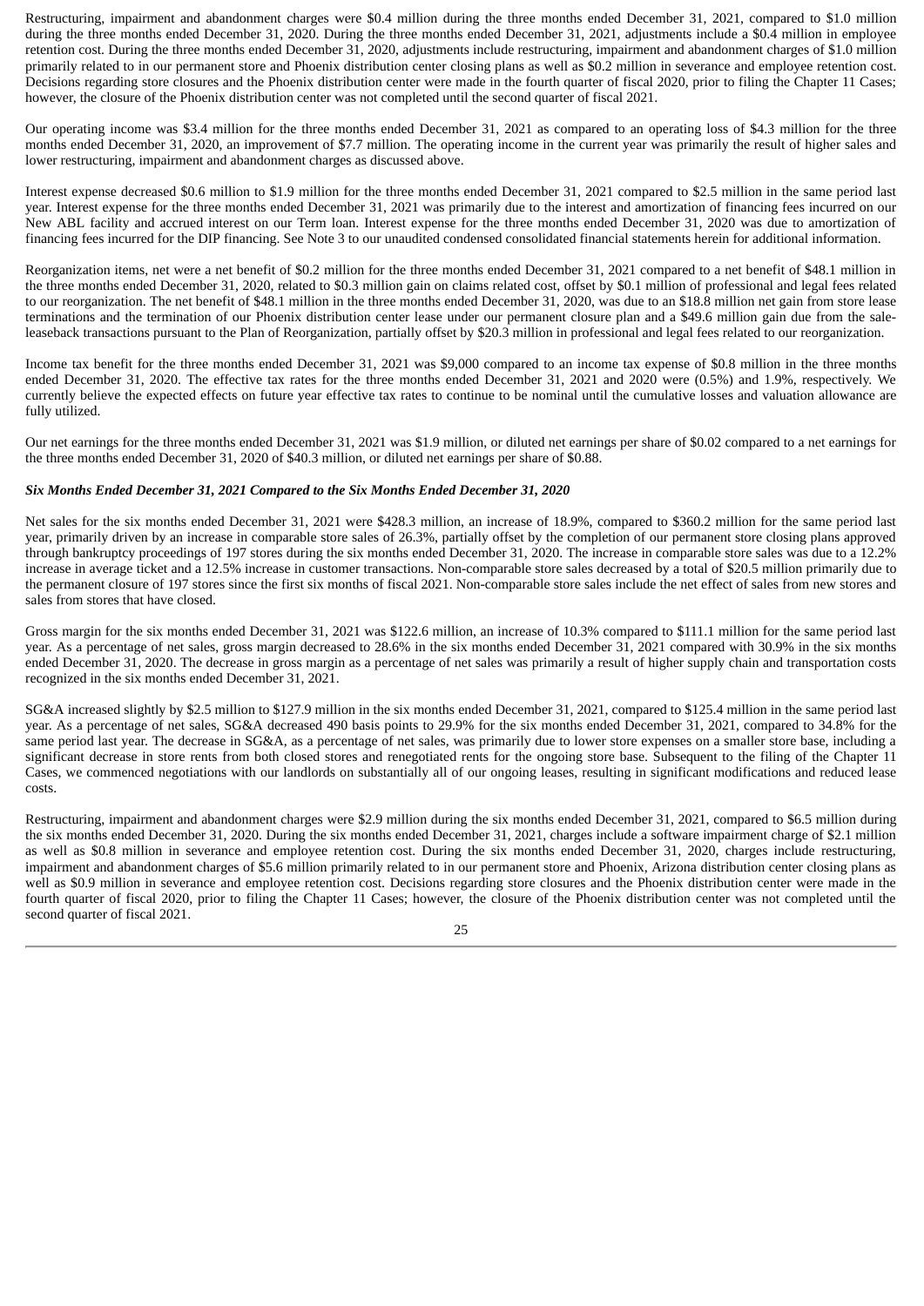Restructuring, impairment and abandonment charges were $0.4 million during the three months ended December 31, 2021, compared to $1.0 million during the three months ended December 31, 2020. During the three months ended December 31, 2021, adjustments include a $0.4 million in employee retention cost. During the three months ended December 31, 2020, adjustments include restructuring, impairment and abandonment charges of $1.0 million primarily related to in our permanent store and Phoenix distribution center closing plans as well as $0.2 million in severance and employee retention cost. Decisions regarding store closures and the Phoenix distribution center were made in the fourth quarter of fiscal 2020, prior to filing the Chapter 11 Cases; however, the closure of the Phoenix distribution center was not completed until the second quarter of fiscal 2021.

Our operating income was $3.4 million for the three months ended December 31, 2021 as compared to an operating loss of $4.3 million for the three months ended December 31, 2020, an improvement of $7.7 million. The operating income in the current year was primarily the result of higher sales and lower restructuring, impairment and abandonment charges as discussed above.

Interest expense decreased $0.6 million to $1.9 million for the three months ended December 31, 2021 compared to $2.5 million in the same period last year. Interest expense for the three months ended December 31, 2021 was primarily due to the interest and amortization of financing fees incurred on our New ABL facility and accrued interest on our Term loan. Interest expense for the three months ended December 31, 2020 was due to amortization of financing fees incurred for the DIP financing. See Note 3 to our unaudited condensed consolidated financial statements herein for additional information.

Reorganization items, net were a net benefit of $0.2 million for the three months ended December 31, 2021 compared to a net benefit of $48.1 million in the three months ended December 31, 2020, related to $0.3 million gain on claims related cost, offset by $0.1 million of professional and legal fees related to our reorganization. The net benefit of $48.1 million in the three months ended December 31, 2020, was due to an $18.8 million net gain from store lease terminations and the termination of our Phoenix distribution center lease under our permanent closure plan and a $49.6 million gain due from the sale-leaseback transactions pursuant to the Plan of Reorganization, partially offset by $20.3 million in professional and legal fees related to our reorganization.

Income tax benefit for the three months ended December 31, 2021 was $9,000 compared to an income tax expense of $0.8 million in the three months ended December 31, 2020. The effective tax rates for the three months ended December 31, 2021 and 2020 were (0.5%) and 1.9%, respectively. We currently believe the expected effects on future year effective tax rates to continue to be nominal until the cumulative losses and valuation allowance are fully utilized.

Our net earnings for the three months ended December 31, 2021 was $1.9 million, or diluted net earnings per share of $0.02 compared to a net earnings for the three months ended December 31, 2020 of $40.3 million, or diluted net earnings per share of $0.88.

***Six Months Ended December 31, 2021 Compared to the Six Months Ended December 31, 2020***

Net sales for the six months ended December 31, 2021 were $428.3 million, an increase of 18.9%, compared to $360.2 million for the same period last year, primarily driven by an increase in comparable store sales of 26.3%, partially offset by the completion of our permanent store closing plans approved through bankruptcy proceedings of 197 stores during the six months ended December 31, 2020. The increase in comparable store sales was due to a 12.2% increase in average ticket and a 12.5% increase in customer transactions. Non-comparable store sales decreased by a total of $20.5 million primarily due to the permanent closure of 197 stores since the first six months of fiscal 2021. Non-comparable store sales include the net effect of sales from new stores and sales from stores that have closed.

Gross margin for the six months ended December 31, 2021 was $122.6 million, an increase of 10.3% compared to $111.1 million for the same period last year. As a percentage of net sales, gross margin decreased to 28.6% in the six months ended December 31, 2021 compared with 30.9% in the six months ended December 31, 2020. The decrease in gross margin as a percentage of net sales was primarily a result of higher supply chain and transportation costs recognized in the six months ended December 31, 2021.

SG&A increased slightly by $2.5 million to $127.9 million in the six months ended December 31, 2021, compared to $125.4 million in the same period last year. As a percentage of net sales, SG&A decreased 490 basis points to 29.9% for the six months ended December 31, 2021, compared to 34.8% for the same period last year. The decrease in SG&A, as a percentage of net sales, was primarily due to lower store expenses on a smaller store base, including a significant decrease in store rents from both closed stores and renegotiated rents for the ongoing store base. Subsequent to the filing of the Chapter 11 Cases, we commenced negotiations with our landlords on substantially all of our ongoing leases, resulting in significant modifications and reduced lease costs.

Restructuring, impairment and abandonment charges were $2.9 million during the six months ended December 31, 2021, compared to $6.5 million during the six months ended December 31, 2020. During the six months ended December 31, 2021, charges include a software impairment charge of $2.1 million as well as $0.8 million in severance and employee retention cost. During the six months ended December 31, 2020, charges include restructuring, impairment and abandonment charges of $5.6 million primarily related to in our permanent store and Phoenix, Arizona distribution center closing plans as well as $0.9 million in severance and employee retention cost. Decisions regarding store closures and the Phoenix distribution center were made in the fourth quarter of fiscal 2020, prior to filing the Chapter 11 Cases; however, the closure of the Phoenix distribution center was not completed until the second quarter of fiscal 2021.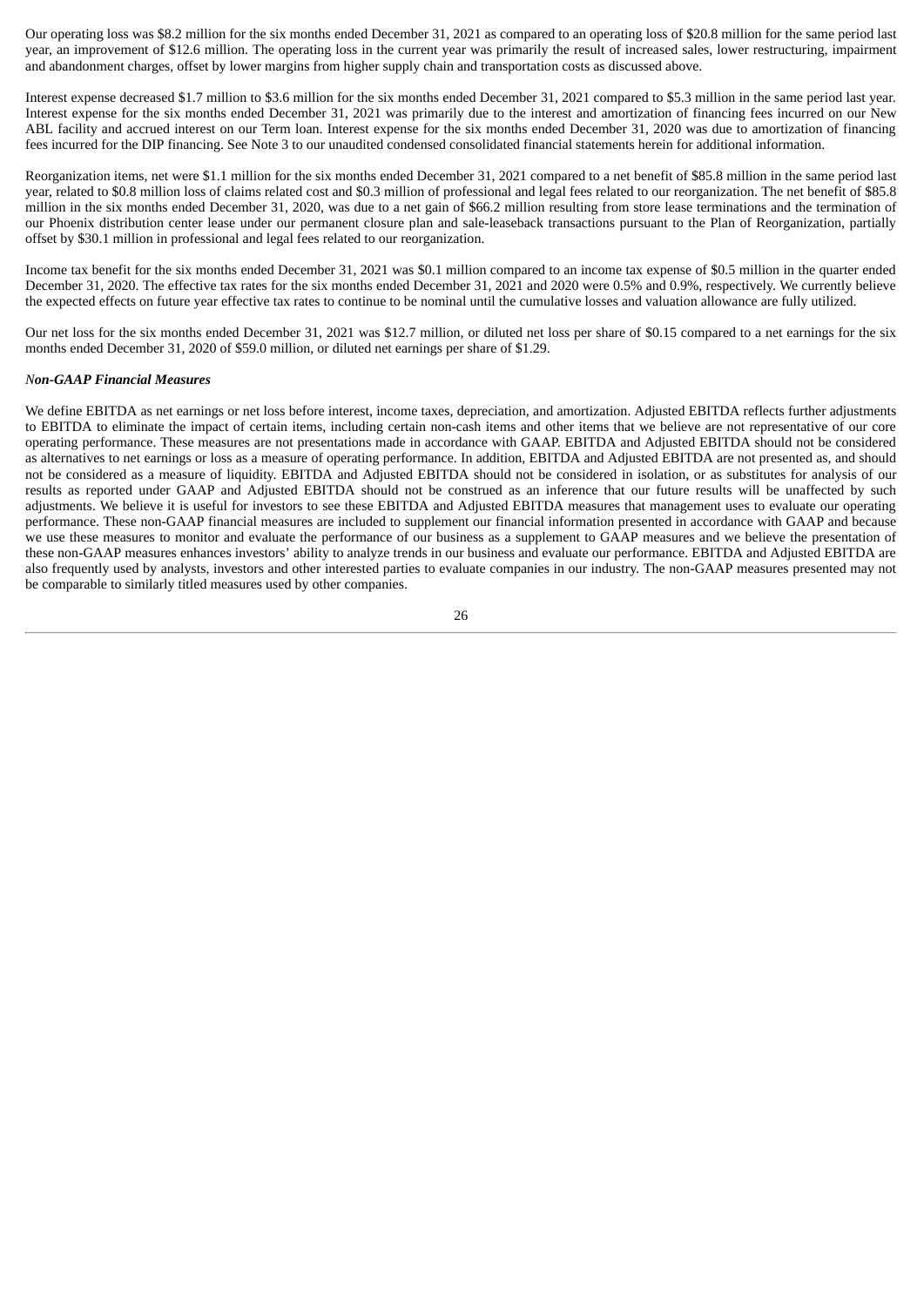Our operating loss was $8.2 million for the six months ended December 31, 2021 as compared to an operating loss of $20.8 million for the same period last year, an improvement of $12.6 million. The operating loss in the current year was primarily the result of increased sales, lower restructuring, impairment and abandonment charges, offset by lower margins from higher supply chain and transportation costs as discussed above.

Interest expense decreased $1.7 million to $3.6 million for the six months ended December 31, 2021 compared to $5.3 million in the same period last year. Interest expense for the six months ended December 31, 2021 was primarily due to the interest and amortization of financing fees incurred on our New ABL facility and accrued interest on our Term loan. Interest expense for the six months ended December 31, 2020 was due to amortization of financing fees incurred for the DIP financing. See Note 3 to our unaudited condensed consolidated financial statements herein for additional information.

Reorganization items, net were $1.1 million for the six months ended December 31, 2021 compared to a net benefit of $85.8 million in the same period last year, related to $0.8 million loss of claims related cost and $0.3 million of professional and legal fees related to our reorganization. The net benefit of $85.8 million in the six months ended December 31, 2020, was due to a net gain of $66.2 million resulting from store lease terminations and the termination of our Phoenix distribution center lease under our permanent closure plan and sale-leaseback transactions pursuant to the Plan of Reorganization, partially offset by $30.1 million in professional and legal fees related to our reorganization.

Income tax benefit for the six months ended December 31, 2021 was $0.1 million compared to an income tax expense of $0.5 million in the quarter ended December 31, 2020. The effective tax rates for the six months ended December 31, 2021 and 2020 were 0.5% and 0.9%, respectively. We currently believe the expected effects on future year effective tax rates to continue to be nominal until the cumulative losses and valuation allowance are fully utilized.

Our net loss for the six months ended December 31, 2021 was $12.7 million, or diluted net loss per share of $0.15 compared to a net earnings for the six months ended December 31, 2020 of $59.0 million, or diluted net earnings per share of $1.29.

***Non-GAAP Financial Measures***

We define EBITDA as net earnings or net loss before interest, income taxes, depreciation, and amortization. Adjusted EBITDA reflects further adjustments to EBITDA to eliminate the impact of certain items, including certain non-cash items and other items that we believe are not representative of our core operating performance. These measures are not presentations made in accordance with GAAP. EBITDA and Adjusted EBITDA should not be considered as alternatives to net earnings or loss as a measure of operating performance. In addition, EBITDA and Adjusted EBITDA are not presented as, and should not be considered as a measure of liquidity. EBITDA and Adjusted EBITDA should not be considered in isolation, or as substitutes for analysis of our results as reported under GAAP and Adjusted EBITDA should not be construed as an inference that our future results will be unaffected by such adjustments. We believe it is useful for investors to see these EBITDA and Adjusted EBITDA measures that management uses to evaluate our operating performance. These non-GAAP financial measures are included to supplement our financial information presented in accordance with GAAP and because we use these measures to monitor and evaluate the performance of our business as a supplement to GAAP measures and we believe the presentation of these non-GAAP measures enhances investors' ability to analyze trends in our business and evaluate our performance. EBITDA and Adjusted EBITDA are also frequently used by analysts, investors and other interested parties to evaluate companies in our industry. The non-GAAP measures presented may not be comparable to similarly titled measures used by other companies.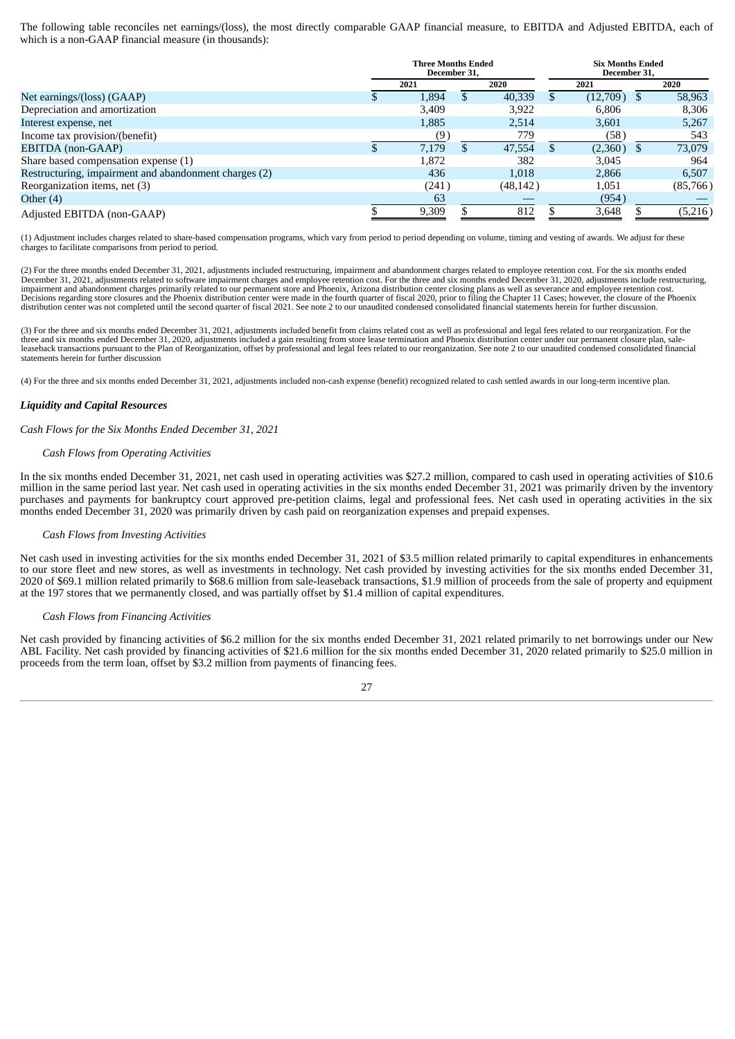The following table reconciles net earnings/(loss), the most directly comparable GAAP financial measure, to EBITDA and Adjusted EBITDA, each of which is a non-GAAP financial measure (in thousands):

| | Three Months Ended December 31, | | Six Months Ended December 31, | |
|---|---|---|---|---|
| | 2021 | 2020 | 2021 | 2020 |
| Net earnings/(loss) (GAAP) | $ 1,894 | $ 40,339 | $ (12,709) | $ 58,963 |
| Depreciation and amortization | 3,409 | 3,922 | 6,806 | 8,306 |
| Interest expense, net | 1,885 | 2,514 | 3,601 | 5,267 |
| Income tax provision/(benefit) | (9) | 779 | (58) | 543 |
| EBITDA (non-GAAP) | $ 7,179 | $ 47,554 | $ (2,360) | $ 73,079 |
| Share based compensation expense (1) | 1,872 | 382 | 3,045 | 964 |
| Restructuring, impairment and abandonment charges (2) | 436 | 1,018 | 2,866 | 6,507 |
| Reorganization items, net (3) | (241) | (48,142) | 1,051 | (85,766) |
| Other (4) | 63 | — | (954) | — |
| Adjusted EBITDA (non-GAAP) | $ 9,309 | $ 812 | $ 3,648 | $ (5,216) |

(1) Adjustment includes charges related to share-based compensation programs, which vary from period to period depending on volume, timing and vesting of awards. We adjust for these charges to facilitate comparisons from period to period.

(2) For the three months ended December 31, 2021, adjustments included restructuring, impairment and abandonment charges related to employee retention cost. For the six months ended December 31, 2021, adjustments related to software impairment charges and employee retention cost. For the three and six months ended December 31, 2020, adjustments include restructuring, impairment and abandonment charges primarily related to our permanent store and Phoenix, Arizona distribution center closing plans as well as severance and employee retention cost. Decisions regarding store closures and the Phoenix distribution center were made in the fourth quarter of fiscal 2020, prior to filing the Chapter 11 Cases; however, the closure of the Phoenix distribution center was not completed until the second quarter of fiscal 2021. See note 2 to our unaudited condensed consolidated financial statements herein for further discussion.

(3) For the three and six months ended December 31, 2021, adjustments included benefit from claims related cost as well as professional and legal fees related to our reorganization. For the three and six months ended December 31, 2020, adjustments included a gain resulting from store lease termination and Phoenix distribution center under our permanent closure plan, sale-leaseback transactions pursuant to the Plan of Reorganization, offset by professional and legal fees related to our reorganization. See note 2 to our unaudited condensed consolidated financial statements herein for further discussion

(4) For the three and six months ended December 31, 2021, adjustments included non-cash expense (benefit) recognized related to cash settled awards in our long-term incentive plan.

### *Liquidity and Capital Resources*

*Cash Flows for the Six Months Ended December 31, 2021*

*Cash Flows from Operating Activities*

In the six months ended December 31, 2021, net cash used in operating activities was $27.2 million, compared to cash used in operating activities of $10.6 million in the same period last year. Net cash used in operating activities in the six months ended December 31, 2021 was primarily driven by the inventory purchases and payments for bankruptcy court approved pre-petition claims, legal and professional fees. Net cash used in operating activities in the six months ended December 31, 2020 was primarily driven by cash paid on reorganization expenses and prepaid expenses.

*Cash Flows from Investing Activities*

Net cash used in investing activities for the six months ended December 31, 2021 of $3.5 million related primarily to capital expenditures in enhancements to our store fleet and new stores, as well as investments in technology. Net cash provided by investing activities for the six months ended December 31, 2020 of $69.1 million related primarily to $68.6 million from sale-leaseback transactions, $1.9 million of proceeds from the sale of property and equipment at the 197 stores that we permanently closed, and was partially offset by $1.4 million of capital expenditures.

*Cash Flows from Financing Activities*

Net cash provided by financing activities of $6.2 million for the six months ended December 31, 2021 related primarily to net borrowings under our New ABL Facility. Net cash provided by financing activities of $21.6 million for the six months ended December 31, 2020 related primarily to $25.0 million in proceeds from the term loan, offset by $3.2 million from payments of financing fees.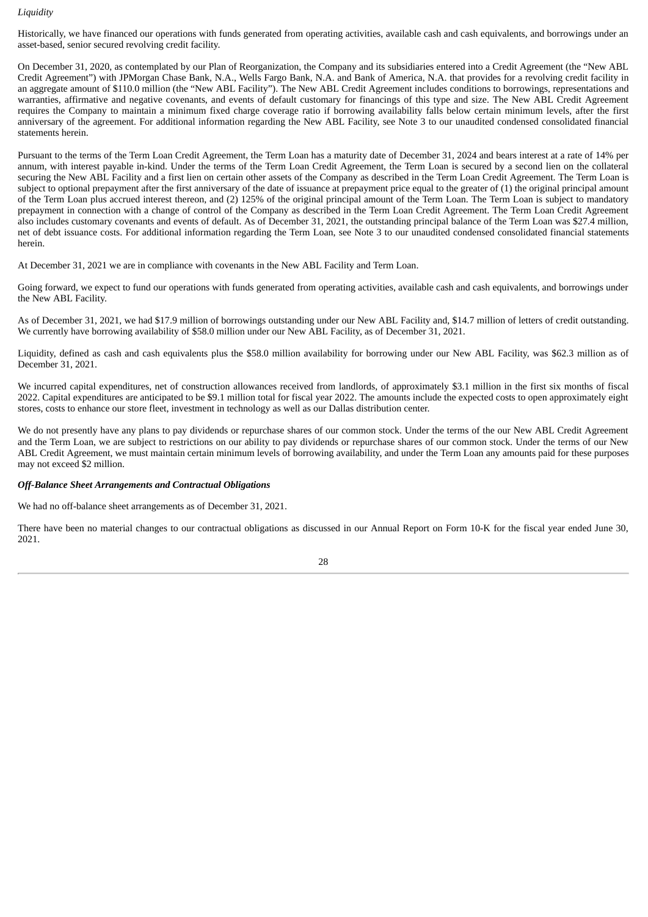*Liquidity*

Historically, we have financed our operations with funds generated from operating activities, available cash and cash equivalents, and borrowings under an asset-based, senior secured revolving credit facility.

On December 31, 2020, as contemplated by our Plan of Reorganization, the Company and its subsidiaries entered into a Credit Agreement (the "New ABL Credit Agreement") with JPMorgan Chase Bank, N.A., Wells Fargo Bank, N.A. and Bank of America, N.A. that provides for a revolving credit facility in an aggregate amount of $110.0 million (the "New ABL Facility"). The New ABL Credit Agreement includes conditions to borrowings, representations and warranties, affirmative and negative covenants, and events of default customary for financings of this type and size. The New ABL Credit Agreement requires the Company to maintain a minimum fixed charge coverage ratio if borrowing availability falls below certain minimum levels, after the first anniversary of the agreement. For additional information regarding the New ABL Facility, see Note 3 to our unaudited condensed consolidated financial statements herein.

Pursuant to the terms of the Term Loan Credit Agreement, the Term Loan has a maturity date of December 31, 2024 and bears interest at a rate of 14% per annum, with interest payable in-kind. Under the terms of the Term Loan Credit Agreement, the Term Loan is secured by a second lien on the collateral securing the New ABL Facility and a first lien on certain other assets of the Company as described in the Term Loan Credit Agreement. The Term Loan is subject to optional prepayment after the first anniversary of the date of issuance at prepayment price equal to the greater of (1) the original principal amount of the Term Loan plus accrued interest thereon, and (2) 125% of the original principal amount of the Term Loan. The Term Loan is subject to mandatory prepayment in connection with a change of control of the Company as described in the Term Loan Credit Agreement. The Term Loan Credit Agreement also includes customary covenants and events of default. As of December 31, 2021, the outstanding principal balance of the Term Loan was $27.4 million, net of debt issuance costs. For additional information regarding the Term Loan, see Note 3 to our unaudited condensed consolidated financial statements herein.

At December 31, 2021 we are in compliance with covenants in the New ABL Facility and Term Loan.

Going forward, we expect to fund our operations with funds generated from operating activities, available cash and cash equivalents, and borrowings under the New ABL Facility.

As of December 31, 2021, we had $17.9 million of borrowings outstanding under our New ABL Facility and, $14.7 million of letters of credit outstanding. We currently have borrowing availability of $58.0 million under our New ABL Facility, as of December 31, 2021.

Liquidity, defined as cash and cash equivalents plus the $58.0 million availability for borrowing under our New ABL Facility, was $62.3 million as of December 31, 2021.

We incurred capital expenditures, net of construction allowances received from landlords, of approximately $3.1 million in the first six months of fiscal 2022. Capital expenditures are anticipated to be $9.1 million total for fiscal year 2022. The amounts include the expected costs to open approximately eight stores, costs to enhance our store fleet, investment in technology as well as our Dallas distribution center.

We do not presently have any plans to pay dividends or repurchase shares of our common stock. Under the terms of the our New ABL Credit Agreement and the Term Loan, we are subject to restrictions on our ability to pay dividends or repurchase shares of our common stock. Under the terms of our New ABL Credit Agreement, we must maintain certain minimum levels of borrowing availability, and under the Term Loan any amounts paid for these purposes may not exceed $2 million.

***Off-Balance Sheet Arrangements and Contractual Obligations***

We had no off-balance sheet arrangements as of December 31, 2021.

There have been no material changes to our contractual obligations as discussed in our Annual Report on Form 10-K for the fiscal year ended June 30, 2021.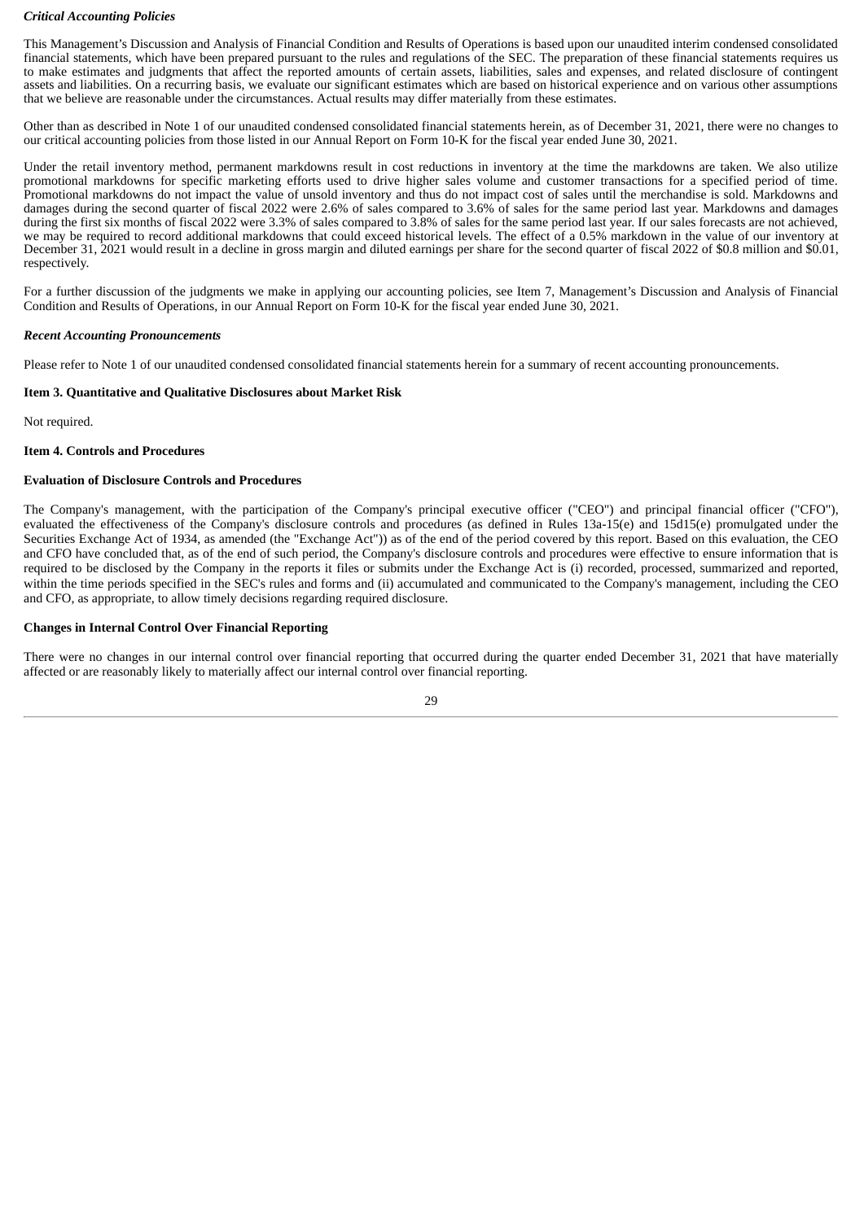***Critical Accounting Policies***

This Management's Discussion and Analysis of Financial Condition and Results of Operations is based upon our unaudited interim condensed consolidated financial statements, which have been prepared pursuant to the rules and regulations of the SEC. The preparation of these financial statements requires us to make estimates and judgments that affect the reported amounts of certain assets, liabilities, sales and expenses, and related disclosure of contingent assets and liabilities. On a recurring basis, we evaluate our significant estimates which are based on historical experience and on various other assumptions that we believe are reasonable under the circumstances. Actual results may differ materially from these estimates.

Other than as described in Note 1 of our unaudited condensed consolidated financial statements herein, as of December 31, 2021, there were no changes to our critical accounting policies from those listed in our Annual Report on Form 10-K for the fiscal year ended June 30, 2021.

Under the retail inventory method, permanent markdowns result in cost reductions in inventory at the time the markdowns are taken. We also utilize promotional markdowns for specific marketing efforts used to drive higher sales volume and customer transactions for a specified period of time. Promotional markdowns do not impact the value of unsold inventory and thus do not impact cost of sales until the merchandise is sold. Markdowns and damages during the second quarter of fiscal 2022 were 2.6% of sales compared to 3.6% of sales for the same period last year. Markdowns and damages during the first six months of fiscal 2022 were 3.3% of sales compared to 3.8% of sales for the same period last year. If our sales forecasts are not achieved, we may be required to record additional markdowns that could exceed historical levels. The effect of a 0.5% markdown in the value of our inventory at December 31, 2021 would result in a decline in gross margin and diluted earnings per share for the second quarter of fiscal 2022 of $0.8 million and $0.01, respectively.

For a further discussion of the judgments we make in applying our accounting policies, see Item 7, Management's Discussion and Analysis of Financial Condition and Results of Operations, in our Annual Report on Form 10-K for the fiscal year ended June 30, 2021.

***Recent Accounting Pronouncements***

Please refer to Note 1 of our unaudited condensed consolidated financial statements herein for a summary of recent accounting pronouncements.

**Item 3. Quantitative and Qualitative Disclosures about Market Risk**

Not required.

**Item 4. Controls and Procedures**

**Evaluation of Disclosure Controls and Procedures**

The Company's management, with the participation of the Company's principal executive officer ("CEO") and principal financial officer ("CFO"), evaluated the effectiveness of the Company's disclosure controls and procedures (as defined in Rules 13a-15(e) and 15d15(e) promulgated under the Securities Exchange Act of 1934, as amended (the "Exchange Act")) as of the end of the period covered by this report. Based on this evaluation, the CEO and CFO have concluded that, as of the end of such period, the Company's disclosure controls and procedures were effective to ensure information that is required to be disclosed by the Company in the reports it files or submits under the Exchange Act is (i) recorded, processed, summarized and reported, within the time periods specified in the SEC's rules and forms and (ii) accumulated and communicated to the Company's management, including the CEO and CFO, as appropriate, to allow timely decisions regarding required disclosure.

**Changes in Internal Control Over Financial Reporting**

There were no changes in our internal control over financial reporting that occurred during the quarter ended December 31, 2021 that have materially affected or are reasonably likely to materially affect our internal control over financial reporting.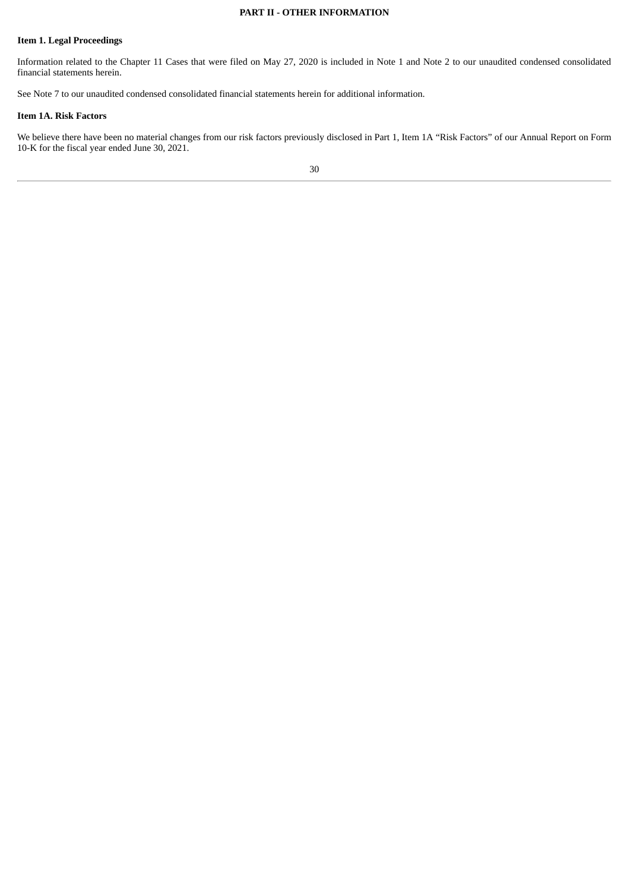# PART II - OTHER INFORMATION

## Item 1. Legal Proceedings

Information related to the Chapter 11 Cases that were filed on May 27, 2020 is included in Note 1 and Note 2 to our unaudited condensed consolidated financial statements herein.

See Note 7 to our unaudited condensed consolidated financial statements herein for additional information.

## Item 1A. Risk Factors

We believe there have been no material changes from our risk factors previously disclosed in Part 1, Item 1A "Risk Factors" of our Annual Report on Form 10-K for the fiscal year ended June 30, 2021.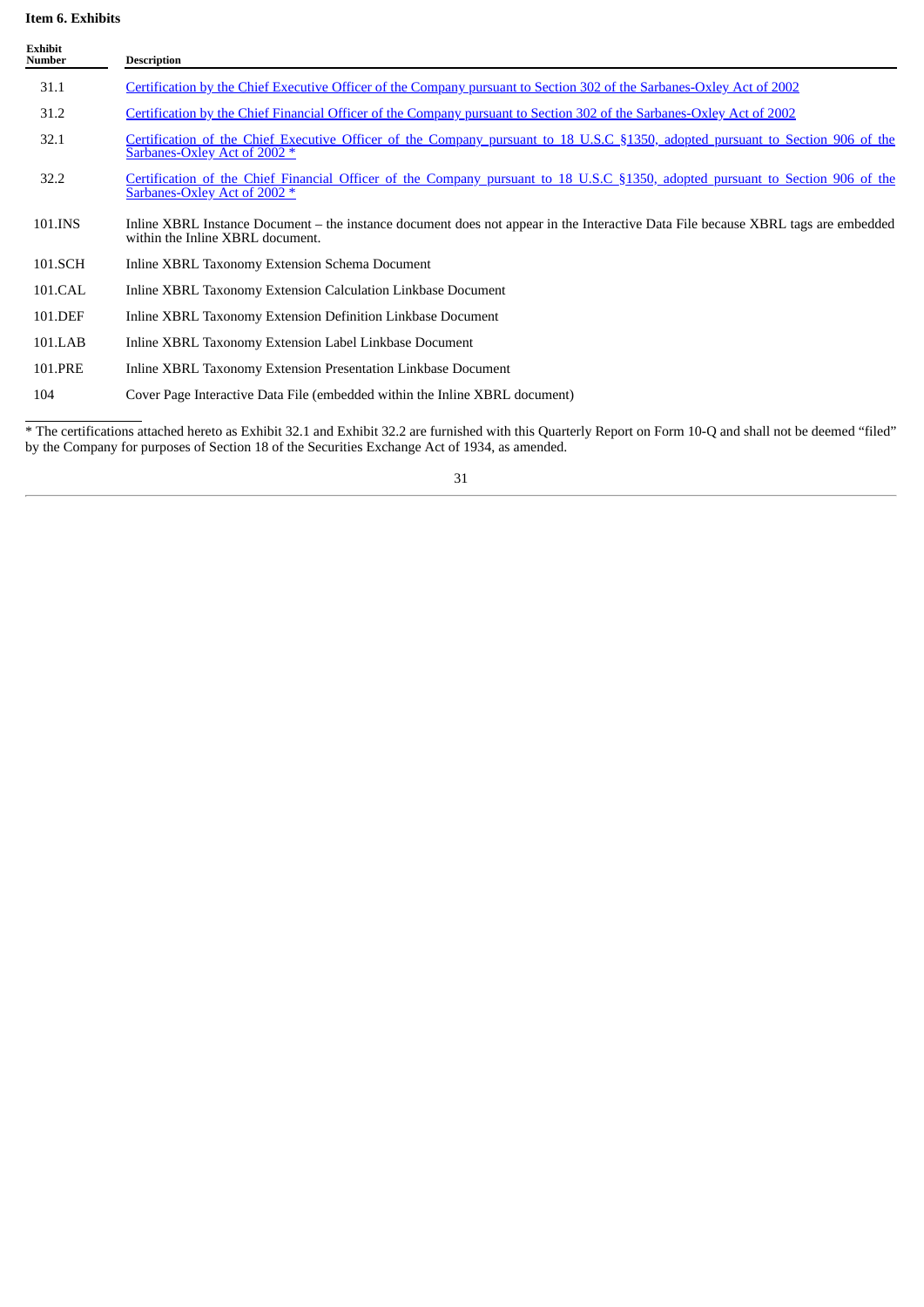**Item 6. Exhibits**

| Exhibit Number | Description |
|---|---|
| 31.1 | Certification by the Chief Executive Officer of the Company pursuant to Section 302 of the Sarbanes-Oxley Act of 2002 |
| 31.2 | Certification by the Chief Financial Officer of the Company pursuant to Section 302 of the Sarbanes-Oxley Act of 2002 |
| 32.1 | Certification of the Chief Executive Officer of the Company pursuant to 18 U.S.C §1350, adopted pursuant to Section 906 of the Sarbanes-Oxley Act of 2002 * |
| 32.2 | Certification of the Chief Financial Officer of the Company pursuant to 18 U.S.C §1350, adopted pursuant to Section 906 of the Sarbanes-Oxley Act of 2002 * |
| 101.INS | Inline XBRL Instance Document – the instance document does not appear in the Interactive Data File because XBRL tags are embedded within the Inline XBRL document. |
| 101.SCH | Inline XBRL Taxonomy Extension Schema Document |
| 101.CAL | Inline XBRL Taxonomy Extension Calculation Linkbase Document |
| 101.DEF | Inline XBRL Taxonomy Extension Definition Linkbase Document |
| 101.LAB | Inline XBRL Taxonomy Extension Label Linkbase Document |
| 101.PRE | Inline XBRL Taxonomy Extension Presentation Linkbase Document |
| 104 | Cover Page Interactive Data File (embedded within the Inline XBRL document) |

* The certifications attached hereto as Exhibit 32.1 and Exhibit 32.2 are furnished with this Quarterly Report on Form 10-Q and shall not be deemed "filed" by the Company for purposes of Section 18 of the Securities Exchange Act of 1934, as amended.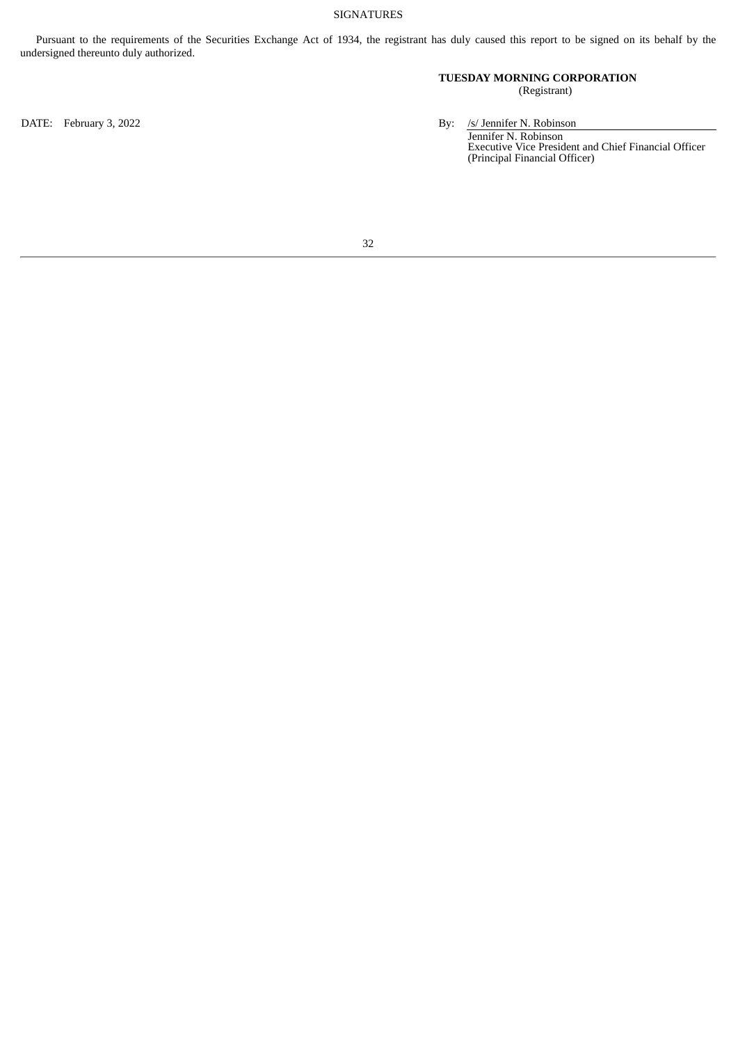# SIGNATURES

Pursuant to the requirements of the Securities Exchange Act of 1934, the registrant has duly caused this report to be signed on its behalf by the undersigned thereunto duly authorized.

**TUESDAY MORNING CORPORATION**
(Registrant)

| | |
|---|---|
| DATE: February 3, 2022 | By: /s/ Jennifer N. Robinson |
| | Jennifer N. Robinson |
| | Executive Vice President and Chief Financial Officer |
| | (Principal Financial Officer) |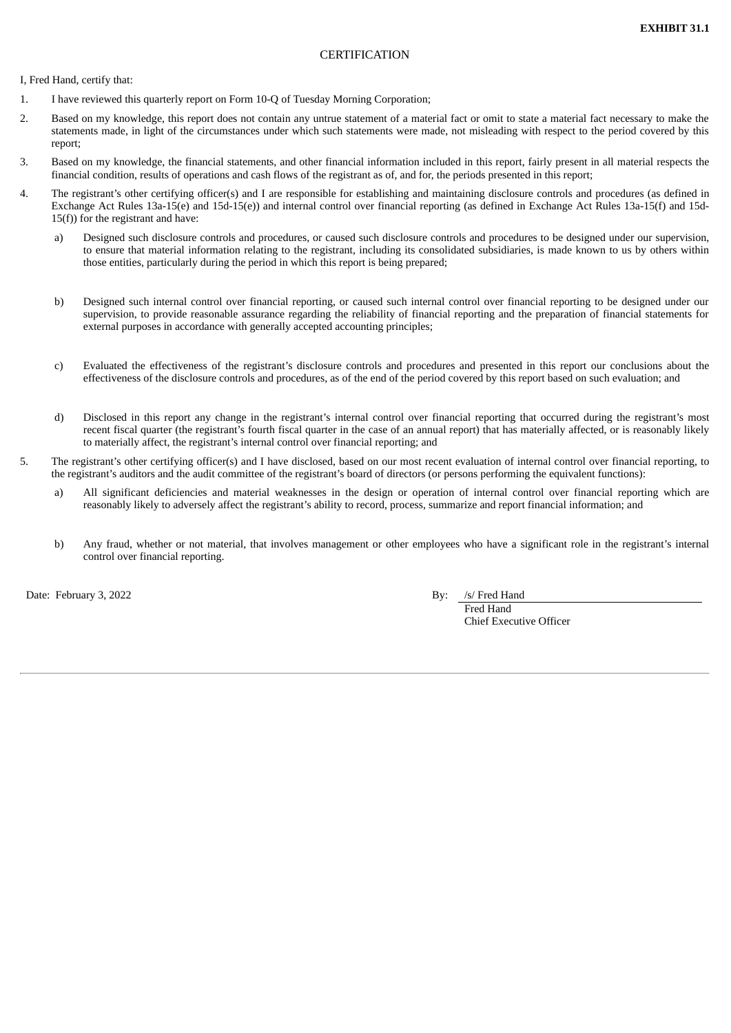**EXHIBIT 31.1**

CERTIFICATION

I, Fred Hand, certify that:

1. I have reviewed this quarterly report on Form 10-Q of Tuesday Morning Corporation;

2. Based on my knowledge, this report does not contain any untrue statement of a material fact or omit to state a material fact necessary to make the statements made, in light of the circumstances under which such statements were made, not misleading with respect to the period covered by this report;

3. Based on my knowledge, the financial statements, and other financial information included in this report, fairly present in all material respects the financial condition, results of operations and cash flows of the registrant as of, and for, the periods presented in this report;

4. The registrant's other certifying officer(s) and I are responsible for establishing and maintaining disclosure controls and procedures (as defined in Exchange Act Rules 13a-15(e) and 15d-15(e)) and internal control over financial reporting (as defined in Exchange Act Rules 13a-15(f) and 15d-15(f)) for the registrant and have:

   a) Designed such disclosure controls and procedures, or caused such disclosure controls and procedures to be designed under our supervision, to ensure that material information relating to the registrant, including its consolidated subsidiaries, is made known to us by others within those entities, particularly during the period in which this report is being prepared;

   b) Designed such internal control over financial reporting, or caused such internal control over financial reporting to be designed under our supervision, to provide reasonable assurance regarding the reliability of financial reporting and the preparation of financial statements for external purposes in accordance with generally accepted accounting principles;

   c) Evaluated the effectiveness of the registrant's disclosure controls and procedures and presented in this report our conclusions about the effectiveness of the disclosure controls and procedures, as of the end of the period covered by this report based on such evaluation; and

   d) Disclosed in this report any change in the registrant's internal control over financial reporting that occurred during the registrant's most recent fiscal quarter (the registrant's fourth fiscal quarter in the case of an annual report) that has materially affected, or is reasonably likely to materially affect, the registrant's internal control over financial reporting; and

5. The registrant's other certifying officer(s) and I have disclosed, based on our most recent evaluation of internal control over financial reporting, to the registrant's auditors and the audit committee of the registrant's board of directors (or persons performing the equivalent functions):

   a) All significant deficiencies and material weaknesses in the design or operation of internal control over financial reporting which are reasonably likely to adversely affect the registrant's ability to record, process, summarize and report financial information; and

   b) Any fraud, whether or not material, that involves management or other employees who have a significant role in the registrant's internal control over financial reporting.

Date: February 3, 2022

By: /s/ Fred Hand
Fred Hand
Chief Executive Officer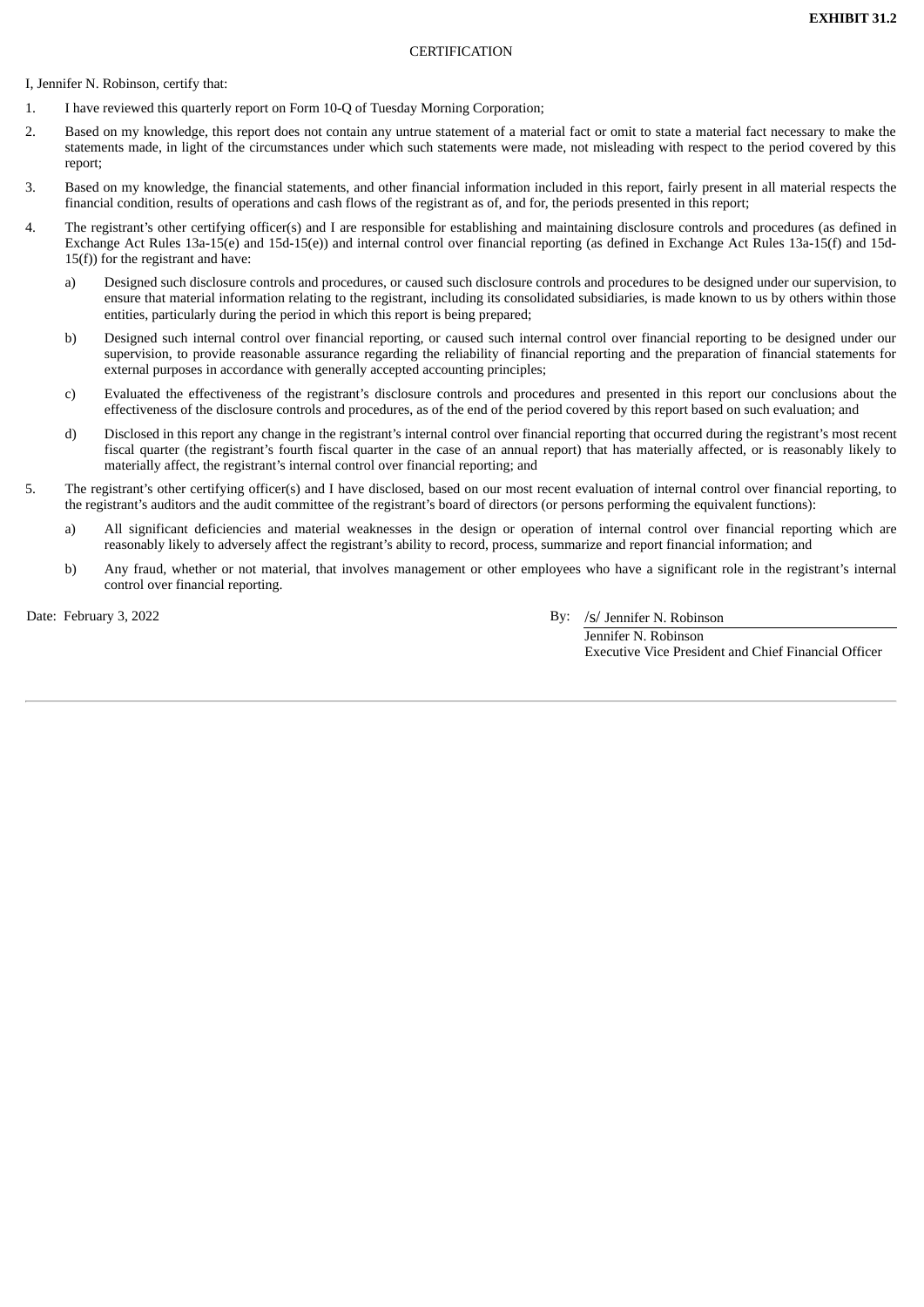**EXHIBIT 31.2**

CERTIFICATION

I, Jennifer N. Robinson, certify that:

1. I have reviewed this quarterly report on Form 10-Q of Tuesday Morning Corporation;
2. Based on my knowledge, this report does not contain any untrue statement of a material fact or omit to state a material fact necessary to make the statements made, in light of the circumstances under which such statements were made, not misleading with respect to the period covered by this report;
3. Based on my knowledge, the financial statements, and other financial information included in this report, fairly present in all material respects the financial condition, results of operations and cash flows of the registrant as of, and for, the periods presented in this report;
4. The registrant's other certifying officer(s) and I are responsible for establishing and maintaining disclosure controls and procedures (as defined in Exchange Act Rules 13a-15(e) and 15d-15(e)) and internal control over financial reporting (as defined in Exchange Act Rules 13a-15(f) and 15d-15(f)) for the registrant and have:
   a) Designed such disclosure controls and procedures, or caused such disclosure controls and procedures to be designed under our supervision, to ensure that material information relating to the registrant, including its consolidated subsidiaries, is made known to us by others within those entities, particularly during the period in which this report is being prepared;
   b) Designed such internal control over financial reporting, or caused such internal control over financial reporting to be designed under our supervision, to provide reasonable assurance regarding the reliability of financial reporting and the preparation of financial statements for external purposes in accordance with generally accepted accounting principles;
   c) Evaluated the effectiveness of the registrant's disclosure controls and procedures and presented in this report our conclusions about the effectiveness of the disclosure controls and procedures, as of the end of the period covered by this report based on such evaluation; and
   d) Disclosed in this report any change in the registrant's internal control over financial reporting that occurred during the registrant's most recent fiscal quarter (the registrant's fourth fiscal quarter in the case of an annual report) that has materially affected, or is reasonably likely to materially affect, the registrant's internal control over financial reporting; and
5. The registrant's other certifying officer(s) and I have disclosed, based on our most recent evaluation of internal control over financial reporting, to the registrant's auditors and the audit committee of the registrant's board of directors (or persons performing the equivalent functions):
   a) All significant deficiencies and material weaknesses in the design or operation of internal control over financial reporting which are reasonably likely to adversely affect the registrant's ability to record, process, summarize and report financial information; and
   b) Any fraud, whether or not material, that involves management or other employees who have a significant role in the registrant's internal control over financial reporting.

Date: February 3, 2022

By: /s/ Jennifer N. Robinson
Jennifer N. Robinson
Executive Vice President and Chief Financial Officer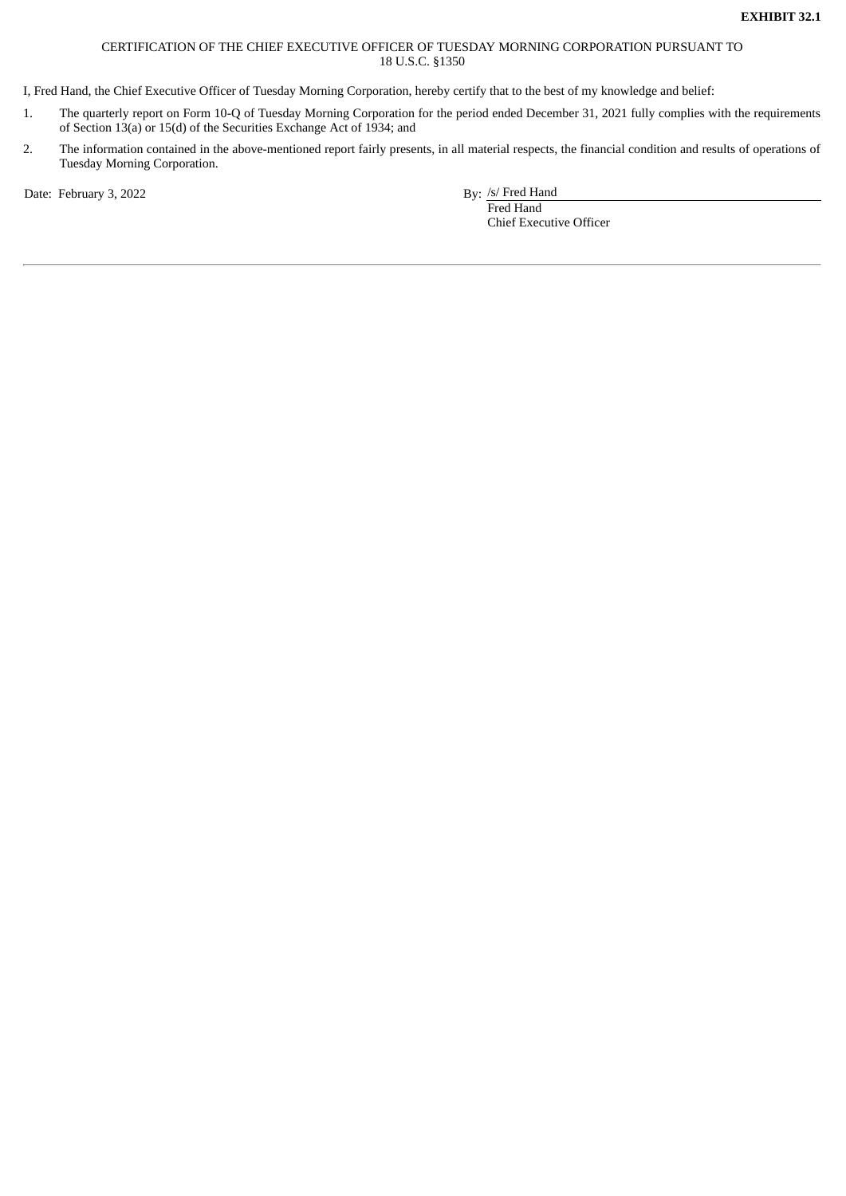**EXHIBIT 32.1**

CERTIFICATION OF THE CHIEF EXECUTIVE OFFICER OF TUESDAY MORNING CORPORATION PURSUANT TO 18 U.S.C. §1350

I, Fred Hand, the Chief Executive Officer of Tuesday Morning Corporation, hereby certify that to the best of my knowledge and belief:

1. The quarterly report on Form 10-Q of Tuesday Morning Corporation for the period ended December 31, 2021 fully complies with the requirements of Section 13(a) or 15(d) of the Securities Exchange Act of 1934; and
2. The information contained in the above-mentioned report fairly presents, in all material respects, the financial condition and results of operations of Tuesday Morning Corporation.

Date: February 3, 2022

By: /s/ Fred Hand
Fred Hand
Chief Executive Officer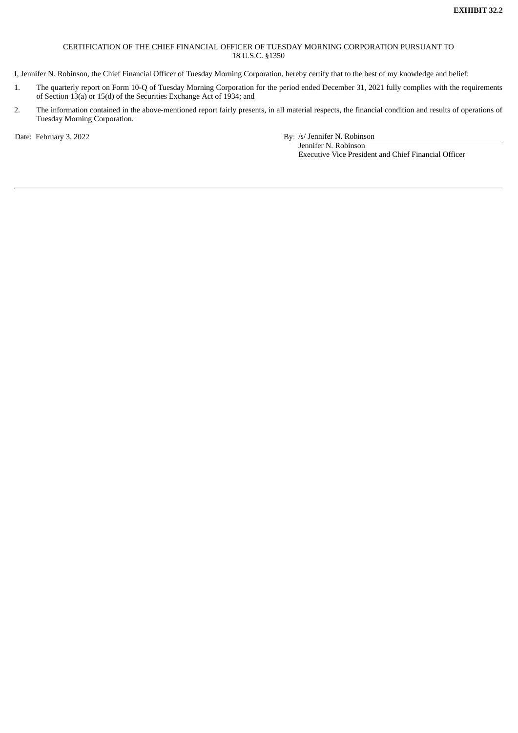**EXHIBIT 32.2**

CERTIFICATION OF THE CHIEF FINANCIAL OFFICER OF TUESDAY MORNING CORPORATION PURSUANT TO 18 U.S.C. §1350

I, Jennifer N. Robinson, the Chief Financial Officer of Tuesday Morning Corporation, hereby certify that to the best of my knowledge and belief:

1. The quarterly report on Form 10-Q of Tuesday Morning Corporation for the period ended December 31, 2021 fully complies with the requirements of Section 13(a) or 15(d) of the Securities Exchange Act of 1934; and
2. The information contained in the above-mentioned report fairly presents, in all material respects, the financial condition and results of operations of Tuesday Morning Corporation.

Date: February 3, 2022

By: /s/ Jennifer N. Robinson
Jennifer N. Robinson
Executive Vice President and Chief Financial Officer